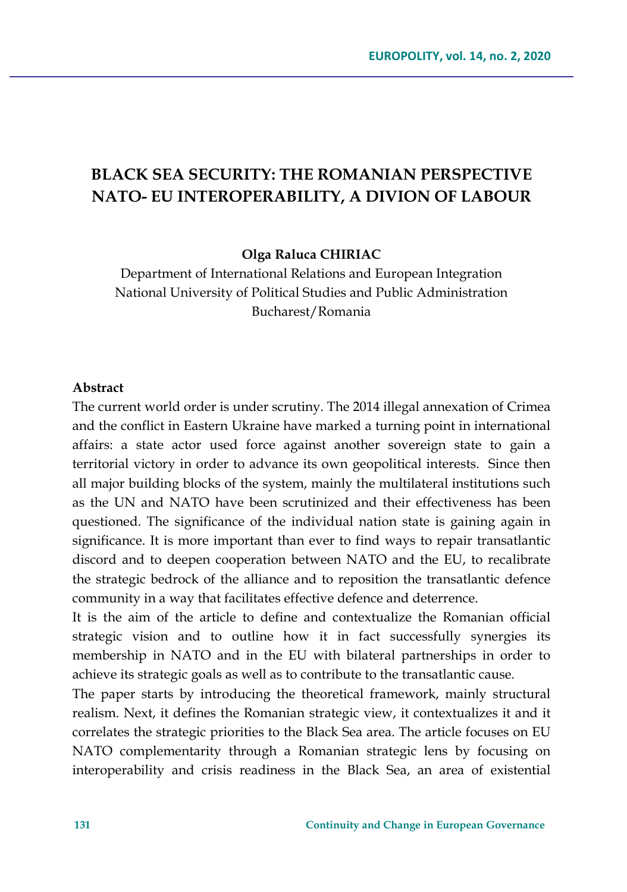# BLACK SEA SECURITY: THE ROMANIAN PERSPECTIVE NATO- EU INTEROPERABILITY, A DIVION OF LABOUR

**Olga Raluca CHIRIAC**

Department of International Relations and European Integration
National University of Political Studies and Public Administration
Bucharest/Romania

**Abstract**

The current world order is under scrutiny. The 2014 illegal annexation of Crimea and the conflict in Eastern Ukraine have marked a turning point in international affairs: a state actor used force against another sovereign state to gain a territorial victory in order to advance its own geopolitical interests. Since then all major building blocks of the system, mainly the multilateral institutions such as the UN and NATO have been scrutinized and their effectiveness has been questioned. The significance of the individual nation state is gaining again in significance. It is more important than ever to find ways to repair transatlantic discord and to deepen cooperation between NATO and the EU, to recalibrate the strategic bedrock of the alliance and to reposition the transatlantic defence community in a way that facilitates effective defence and deterrence.

It is the aim of the article to define and contextualize the Romanian official strategic vision and to outline how it in fact successfully synergies its membership in NATO and in the EU with bilateral partnerships in order to achieve its strategic goals as well as to contribute to the transatlantic cause.

The paper starts by introducing the theoretical framework, mainly structural realism. Next, it defines the Romanian strategic view, it contextualizes it and it correlates the strategic priorities to the Black Sea area. The article focuses on EU NATO complementarity through a Romanian strategic lens by focusing on interoperability and crisis readiness in the Black Sea, an area of existential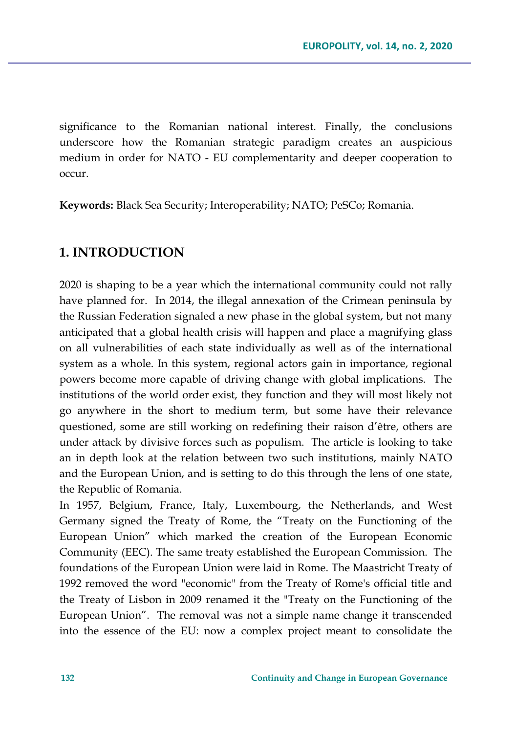significance to the Romanian national interest. Finally, the conclusions underscore how the Romanian strategic paradigm creates an auspicious medium in order for NATO - EU complementarity and deeper cooperation to occur.

**Keywords:** Black Sea Security; Interoperability; NATO; PeSCo; Romania.

## 1. INTRODUCTION

2020 is shaping to be a year which the international community could not rally have planned for. In 2014, the illegal annexation of the Crimean peninsula by the Russian Federation signaled a new phase in the global system, but not many anticipated that a global health crisis will happen and place a magnifying glass on all vulnerabilities of each state individually as well as of the international system as a whole. In this system, regional actors gain in importance, regional powers become more capable of driving change with global implications. The institutions of the world order exist, they function and they will most likely not go anywhere in the short to medium term, but some have their relevance questioned, some are still working on redefining their raison d'être, others are under attack by divisive forces such as populism. The article is looking to take an in depth look at the relation between two such institutions, mainly NATO and the European Union, and is setting to do this through the lens of one state, the Republic of Romania.

In 1957, Belgium, France, Italy, Luxembourg, the Netherlands, and West Germany signed the Treaty of Rome, the "Treaty on the Functioning of the European Union" which marked the creation of the European Economic Community (EEC). The same treaty established the European Commission. The foundations of the European Union were laid in Rome. The Maastricht Treaty of 1992 removed the word "economic" from the Treaty of Rome's official title and the Treaty of Lisbon in 2009 renamed it the "Treaty on the Functioning of the European Union". The removal was not a simple name change it transcended into the essence of the EU: now a complex project meant to consolidate the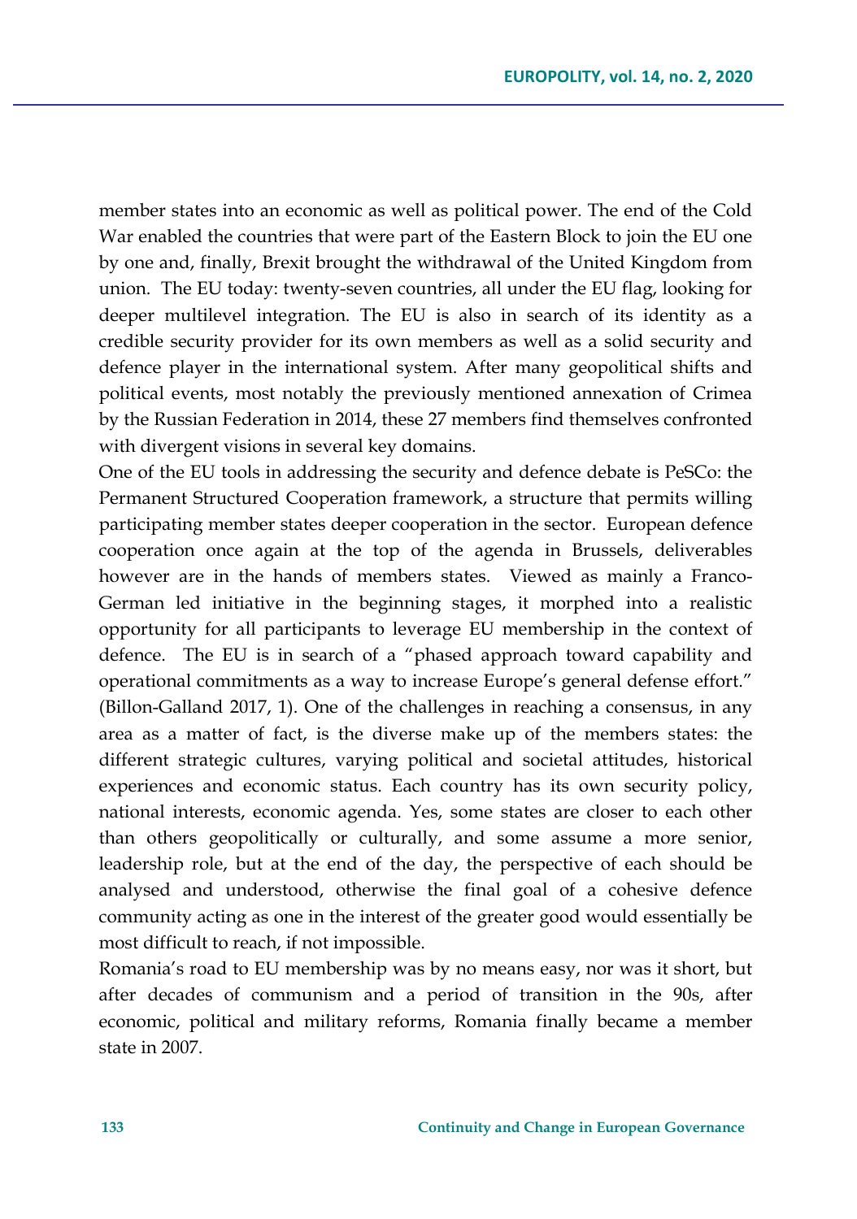member states into an economic as well as political power. The end of the Cold War enabled the countries that were part of the Eastern Block to join the EU one by one and, finally, Brexit brought the withdrawal of the United Kingdom from union. The EU today: twenty-seven countries, all under the EU flag, looking for deeper multilevel integration. The EU is also in search of its identity as a credible security provider for its own members as well as a solid security and defence player in the international system. After many geopolitical shifts and political events, most notably the previously mentioned annexation of Crimea by the Russian Federation in 2014, these 27 members find themselves confronted with divergent visions in several key domains.

One of the EU tools in addressing the security and defence debate is PeSCo: the Permanent Structured Cooperation framework, a structure that permits willing participating member states deeper cooperation in the sector. European defence cooperation once again at the top of the agenda in Brussels, deliverables however are in the hands of members states. Viewed as mainly a Franco-German led initiative in the beginning stages, it morphed into a realistic opportunity for all participants to leverage EU membership in the context of defence. The EU is in search of a "phased approach toward capability and operational commitments as a way to increase Europe's general defense effort." (Billon-Galland 2017, 1). One of the challenges in reaching a consensus, in any area as a matter of fact, is the diverse make up of the members states: the different strategic cultures, varying political and societal attitudes, historical experiences and economic status. Each country has its own security policy, national interests, economic agenda. Yes, some states are closer to each other than others geopolitically or culturally, and some assume a more senior, leadership role, but at the end of the day, the perspective of each should be analysed and understood, otherwise the final goal of a cohesive defence community acting as one in the interest of the greater good would essentially be most difficult to reach, if not impossible.

Romania's road to EU membership was by no means easy, nor was it short, but after decades of communism and a period of transition in the 90s, after economic, political and military reforms, Romania finally became a member state in 2007.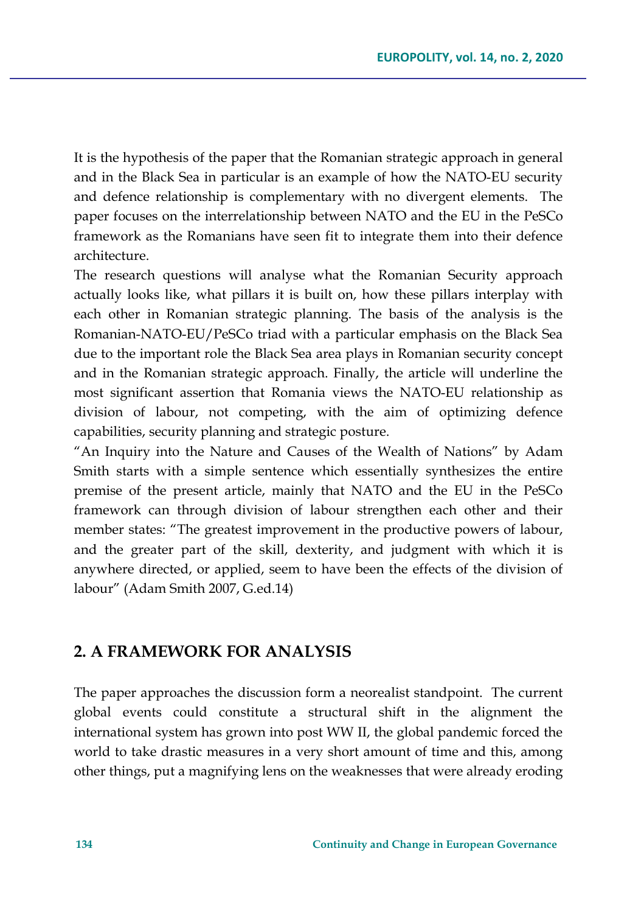It is the hypothesis of the paper that the Romanian strategic approach in general and in the Black Sea in particular is an example of how the NATO-EU security and defence relationship is complementary with no divergent elements. The paper focuses on the interrelationship between NATO and the EU in the PeSCo framework as the Romanians have seen fit to integrate them into their defence architecture.

The research questions will analyse what the Romanian Security approach actually looks like, what pillars it is built on, how these pillars interplay with each other in Romanian strategic planning. The basis of the analysis is the Romanian-NATO-EU/PeSCo triad with a particular emphasis on the Black Sea due to the important role the Black Sea area plays in Romanian security concept and in the Romanian strategic approach. Finally, the article will underline the most significant assertion that Romania views the NATO-EU relationship as division of labour, not competing, with the aim of optimizing defence capabilities, security planning and strategic posture.

"An Inquiry into the Nature and Causes of the Wealth of Nations" by Adam Smith starts with a simple sentence which essentially synthesizes the entire premise of the present article, mainly that NATO and the EU in the PeSCo framework can through division of labour strengthen each other and their member states: "The greatest improvement in the productive powers of labour, and the greater part of the skill, dexterity, and judgment with which it is anywhere directed, or applied, seem to have been the effects of the division of labour" (Adam Smith 2007, G.ed.14)

## 2. A FRAMEWORK FOR ANALYSIS

The paper approaches the discussion form a neorealist standpoint. The current global events could constitute a structural shift in the alignment the international system has grown into post WW II, the global pandemic forced the world to take drastic measures in a very short amount of time and this, among other things, put a magnifying lens on the weaknesses that were already eroding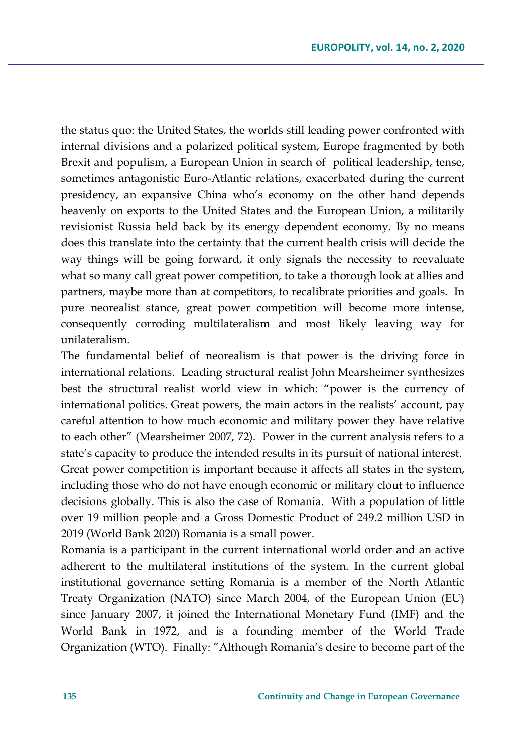the status quo: the United States, the worlds still leading power confronted with internal divisions and a polarized political system, Europe fragmented by both Brexit and populism, a European Union in search of political leadership, tense, sometimes antagonistic Euro-Atlantic relations, exacerbated during the current presidency, an expansive China who's economy on the other hand depends heavenly on exports to the United States and the European Union, a militarily revisionist Russia held back by its energy dependent economy. By no means does this translate into the certainty that the current health crisis will decide the way things will be going forward, it only signals the necessity to reevaluate what so many call great power competition, to take a thorough look at allies and partners, maybe more than at competitors, to recalibrate priorities and goals. In pure neorealist stance, great power competition will become more intense, consequently corroding multilateralism and most likely leaving way for unilateralism.

The fundamental belief of neorealism is that power is the driving force in international relations. Leading structural realist John Mearsheimer synthesizes best the structural realist world view in which: "power is the currency of international politics. Great powers, the main actors in the realists' account, pay careful attention to how much economic and military power they have relative to each other" (Mearsheimer 2007, 72). Power in the current analysis refers to a state's capacity to produce the intended results in its pursuit of national interest. Great power competition is important because it affects all states in the system, including those who do not have enough economic or military clout to influence decisions globally. This is also the case of Romania. With a population of little over 19 million people and a Gross Domestic Product of 249.2 million USD in 2019 (World Bank 2020) Romania is a small power.

Romania is a participant in the current international world order and an active adherent to the multilateral institutions of the system. In the current global institutional governance setting Romania is a member of the North Atlantic Treaty Organization (NATO) since March 2004, of the European Union (EU) since January 2007, it joined the International Monetary Fund (IMF) and the World Bank in 1972, and is a founding member of the World Trade Organization (WTO). Finally: "Although Romania's desire to become part of the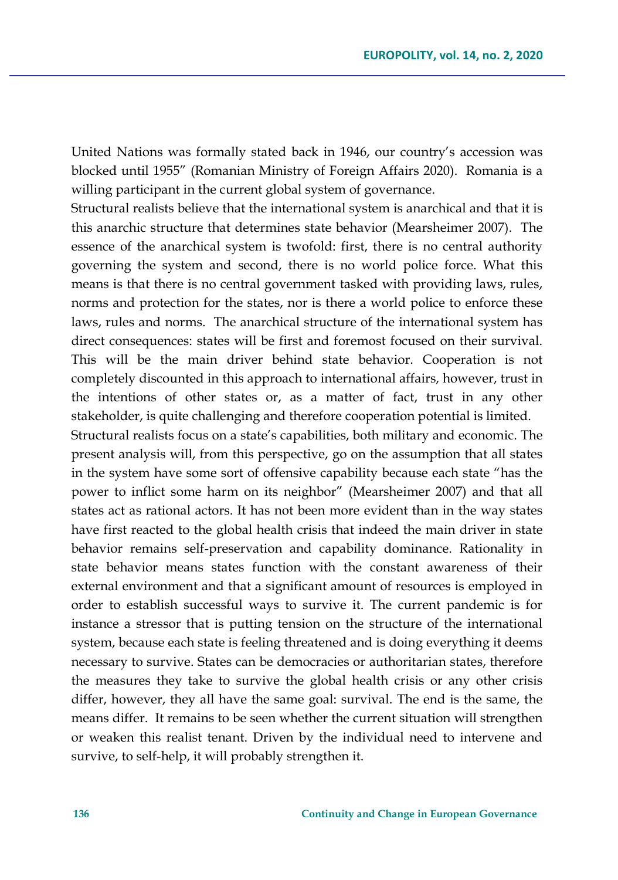United Nations was formally stated back in 1946, our country's accession was blocked until 1955" (Romanian Ministry of Foreign Affairs 2020). Romania is a willing participant in the current global system of governance.

Structural realists believe that the international system is anarchical and that it is this anarchic structure that determines state behavior (Mearsheimer 2007). The essence of the anarchical system is twofold: first, there is no central authority governing the system and second, there is no world police force. What this means is that there is no central government tasked with providing laws, rules, norms and protection for the states, nor is there a world police to enforce these laws, rules and norms. The anarchical structure of the international system has direct consequences: states will be first and foremost focused on their survival. This will be the main driver behind state behavior. Cooperation is not completely discounted in this approach to international affairs, however, trust in the intentions of other states or, as a matter of fact, trust in any other stakeholder, is quite challenging and therefore cooperation potential is limited.

Structural realists focus on a state's capabilities, both military and economic. The present analysis will, from this perspective, go on the assumption that all states in the system have some sort of offensive capability because each state "has the power to inflict some harm on its neighbor" (Mearsheimer 2007) and that all states act as rational actors. It has not been more evident than in the way states have first reacted to the global health crisis that indeed the main driver in state behavior remains self-preservation and capability dominance. Rationality in state behavior means states function with the constant awareness of their external environment and that a significant amount of resources is employed in order to establish successful ways to survive it. The current pandemic is for instance a stressor that is putting tension on the structure of the international system, because each state is feeling threatened and is doing everything it deems necessary to survive. States can be democracies or authoritarian states, therefore the measures they take to survive the global health crisis or any other crisis differ, however, they all have the same goal: survival. The end is the same, the means differ. It remains to be seen whether the current situation will strengthen or weaken this realist tenant. Driven by the individual need to intervene and survive, to self-help, it will probably strengthen it.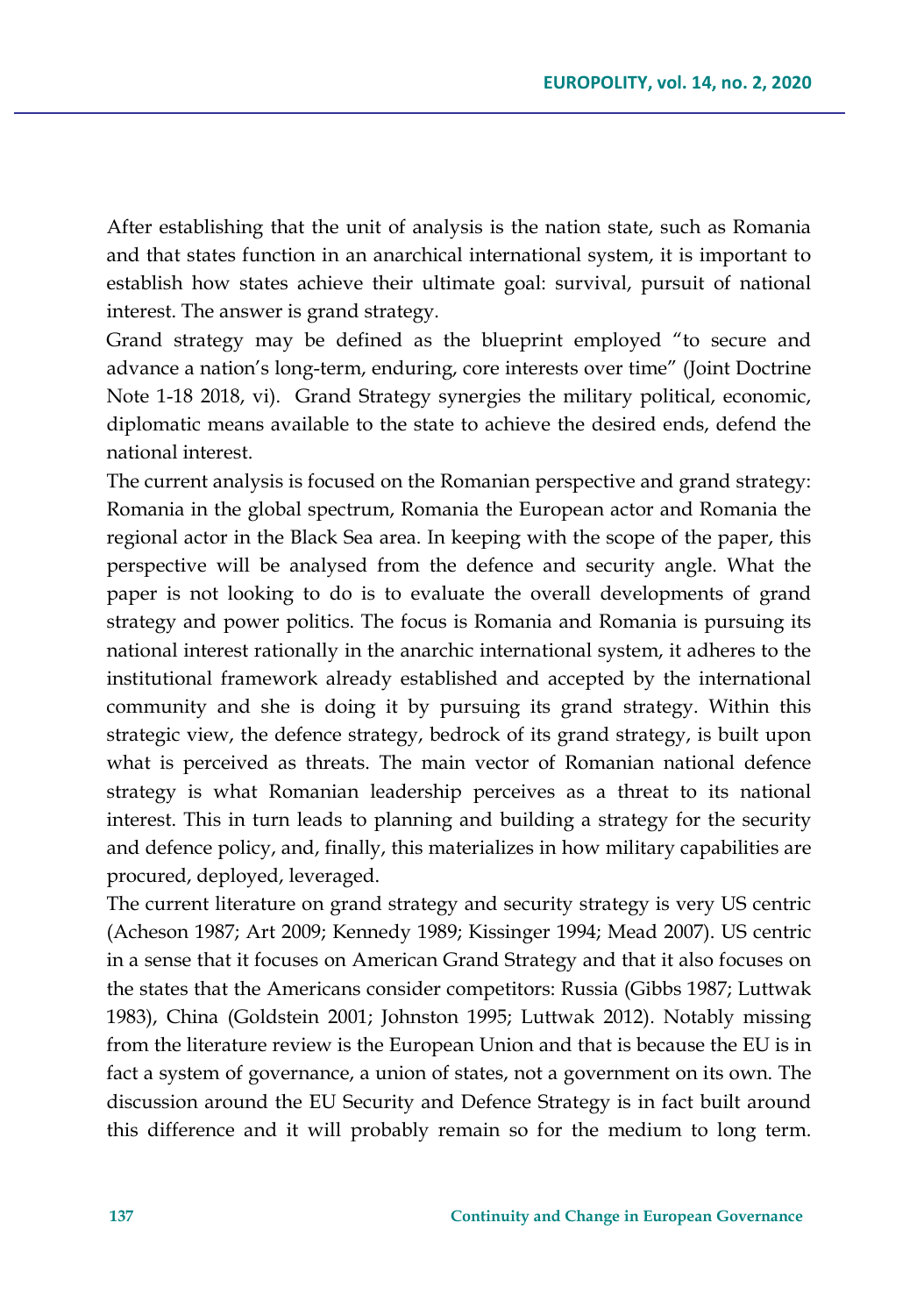After establishing that the unit of analysis is the nation state, such as Romania and that states function in an anarchical international system, it is important to establish how states achieve their ultimate goal: survival, pursuit of national interest. The answer is grand strategy.

Grand strategy may be defined as the blueprint employed "to secure and advance a nation's long-term, enduring, core interests over time" (Joint Doctrine Note 1-18 2018, vi). Grand Strategy synergies the military political, economic, diplomatic means available to the state to achieve the desired ends, defend the national interest.

The current analysis is focused on the Romanian perspective and grand strategy: Romania in the global spectrum, Romania the European actor and Romania the regional actor in the Black Sea area. In keeping with the scope of the paper, this perspective will be analysed from the defence and security angle. What the paper is not looking to do is to evaluate the overall developments of grand strategy and power politics. The focus is Romania and Romania is pursuing its national interest rationally in the anarchic international system, it adheres to the institutional framework already established and accepted by the international community and she is doing it by pursuing its grand strategy. Within this strategic view, the defence strategy, bedrock of its grand strategy, is built upon what is perceived as threats. The main vector of Romanian national defence strategy is what Romanian leadership perceives as a threat to its national interest. This in turn leads to planning and building a strategy for the security and defence policy, and, finally, this materializes in how military capabilities are procured, deployed, leveraged.

The current literature on grand strategy and security strategy is very US centric (Acheson 1987; Art 2009; Kennedy 1989; Kissinger 1994; Mead 2007). US centric in a sense that it focuses on American Grand Strategy and that it also focuses on the states that the Americans consider competitors: Russia (Gibbs 1987; Luttwak 1983), China (Goldstein 2001; Johnston 1995; Luttwak 2012). Notably missing from the literature review is the European Union and that is because the EU is in fact a system of governance, a union of states, not a government on its own. The discussion around the EU Security and Defence Strategy is in fact built around this difference and it will probably remain so for the medium to long term.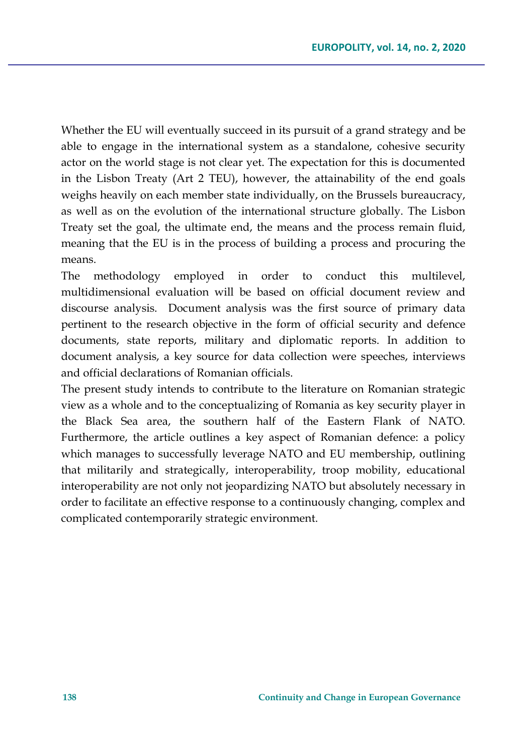Whether the EU will eventually succeed in its pursuit of a grand strategy and be able to engage in the international system as a standalone, cohesive security actor on the world stage is not clear yet. The expectation for this is documented in the Lisbon Treaty (Art 2 TEU), however, the attainability of the end goals weighs heavily on each member state individually, on the Brussels bureaucracy, as well as on the evolution of the international structure globally. The Lisbon Treaty set the goal, the ultimate end, the means and the process remain fluid, meaning that the EU is in the process of building a process and procuring the means.

The methodology employed in order to conduct this multilevel, multidimensional evaluation will be based on official document review and discourse analysis. Document analysis was the first source of primary data pertinent to the research objective in the form of official security and defence documents, state reports, military and diplomatic reports. In addition to document analysis, a key source for data collection were speeches, interviews and official declarations of Romanian officials.

The present study intends to contribute to the literature on Romanian strategic view as a whole and to the conceptualizing of Romania as key security player in the Black Sea area, the southern half of the Eastern Flank of NATO. Furthermore, the article outlines a key aspect of Romanian defence: a policy which manages to successfully leverage NATO and EU membership, outlining that militarily and strategically, interoperability, troop mobility, educational interoperability are not only not jeopardizing NATO but absolutely necessary in order to facilitate an effective response to a continuously changing, complex and complicated contemporarily strategic environment.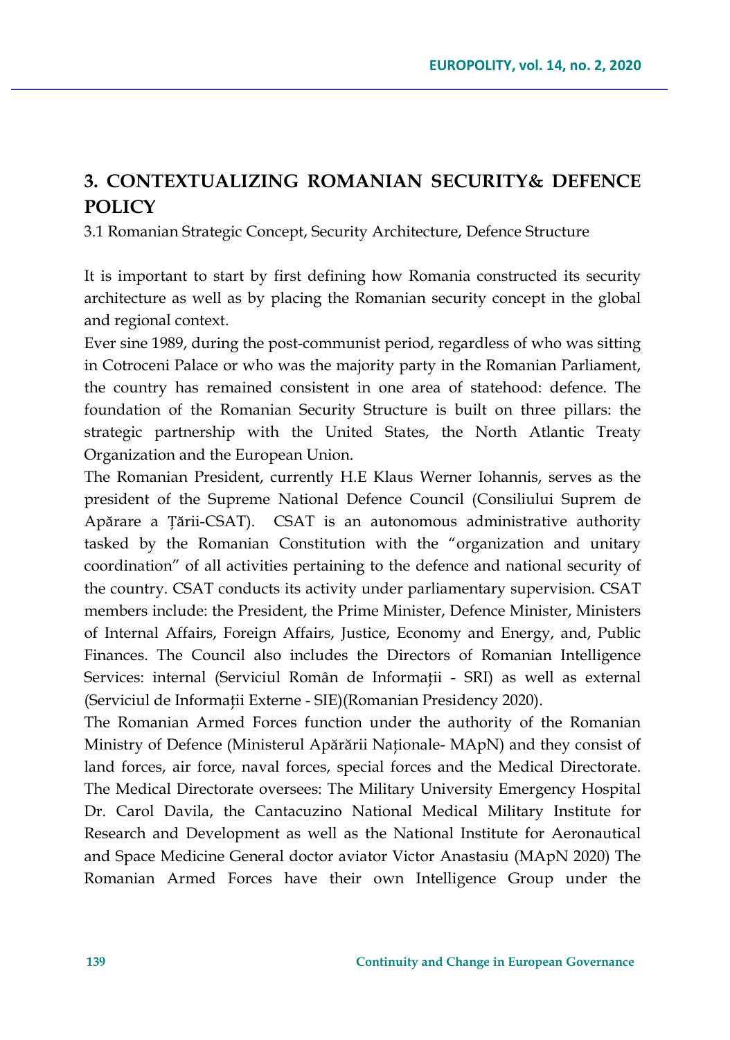# 3. CONTEXTUALIZING ROMANIAN SECURITY& DEFENCE POLICY

3.1 Romanian Strategic Concept, Security Architecture, Defence Structure

It is important to start by first defining how Romania constructed its security architecture as well as by placing the Romanian security concept in the global and regional context.

Ever sine 1989, during the post-communist period, regardless of who was sitting in Cotroceni Palace or who was the majority party in the Romanian Parliament, the country has remained consistent in one area of statehood: defence. The foundation of the Romanian Security Structure is built on three pillars: the strategic partnership with the United States, the North Atlantic Treaty Organization and the European Union.

The Romanian President, currently H.E Klaus Werner Iohannis, serves as the president of the Supreme National Defence Council (Consiliului Suprem de Apărare a Țării-CSAT). CSAT is an autonomous administrative authority tasked by the Romanian Constitution with the "organization and unitary coordination" of all activities pertaining to the defence and national security of the country. CSAT conducts its activity under parliamentary supervision. CSAT members include: the President, the Prime Minister, Defence Minister, Ministers of Internal Affairs, Foreign Affairs, Justice, Economy and Energy, and, Public Finances. The Council also includes the Directors of Romanian Intelligence Services: internal (Serviciul Român de Informații - SRI) as well as external (Serviciul de Informații Externe - SIE)(Romanian Presidency 2020).

The Romanian Armed Forces function under the authority of the Romanian Ministry of Defence (Ministerul Apărării Naționale- MApN) and they consist of land forces, air force, naval forces, special forces and the Medical Directorate. The Medical Directorate oversees: The Military University Emergency Hospital Dr. Carol Davila, the Cantacuzino National Medical Military Institute for Research and Development as well as the National Institute for Aeronautical and Space Medicine General doctor aviator Victor Anastasiu (MApN 2020) The Romanian Armed Forces have their own Intelligence Group under the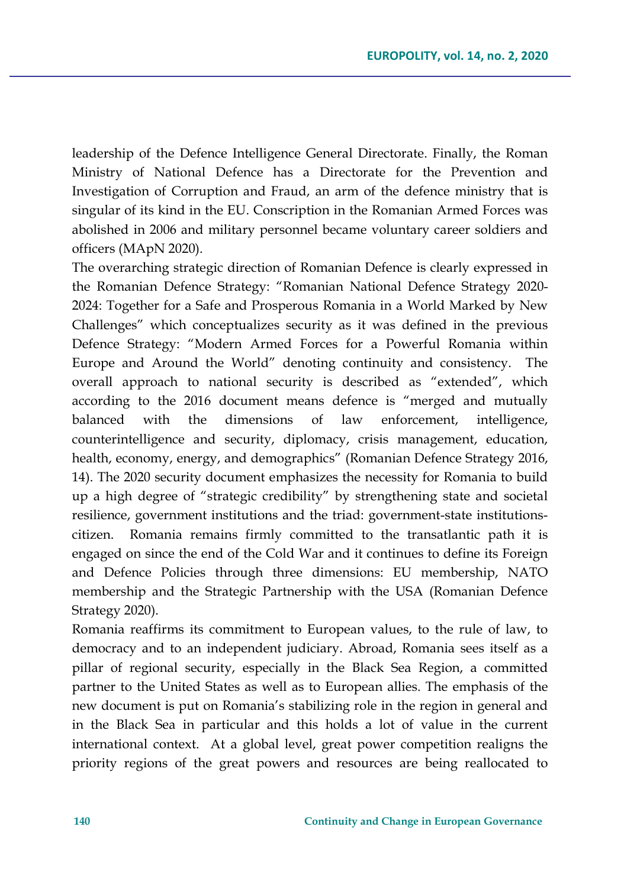leadership of the Defence Intelligence General Directorate. Finally, the Roman Ministry of National Defence has a Directorate for the Prevention and Investigation of Corruption and Fraud, an arm of the defence ministry that is singular of its kind in the EU. Conscription in the Romanian Armed Forces was abolished in 2006 and military personnel became voluntary career soldiers and officers (MApN 2020).

The overarching strategic direction of Romanian Defence is clearly expressed in the Romanian Defence Strategy: "Romanian National Defence Strategy 2020-2024: Together for a Safe and Prosperous Romania in a World Marked by New Challenges" which conceptualizes security as it was defined in the previous Defence Strategy: "Modern Armed Forces for a Powerful Romania within Europe and Around the World" denoting continuity and consistency. The overall approach to national security is described as "extended", which according to the 2016 document means defence is "merged and mutually balanced with the dimensions of law enforcement, intelligence, counterintelligence and security, diplomacy, crisis management, education, health, economy, energy, and demographics" (Romanian Defence Strategy 2016, 14). The 2020 security document emphasizes the necessity for Romania to build up a high degree of "strategic credibility" by strengthening state and societal resilience, government institutions and the triad: government-state institutions-citizen. Romania remains firmly committed to the transatlantic path it is engaged on since the end of the Cold War and it continues to define its Foreign and Defence Policies through three dimensions: EU membership, NATO membership and the Strategic Partnership with the USA (Romanian Defence Strategy 2020).

Romania reaffirms its commitment to European values, to the rule of law, to democracy and to an independent judiciary. Abroad, Romania sees itself as a pillar of regional security, especially in the Black Sea Region, a committed partner to the United States as well as to European allies. The emphasis of the new document is put on Romania's stabilizing role in the region in general and in the Black Sea in particular and this holds a lot of value in the current international context. At a global level, great power competition realigns the priority regions of the great powers and resources are being reallocated to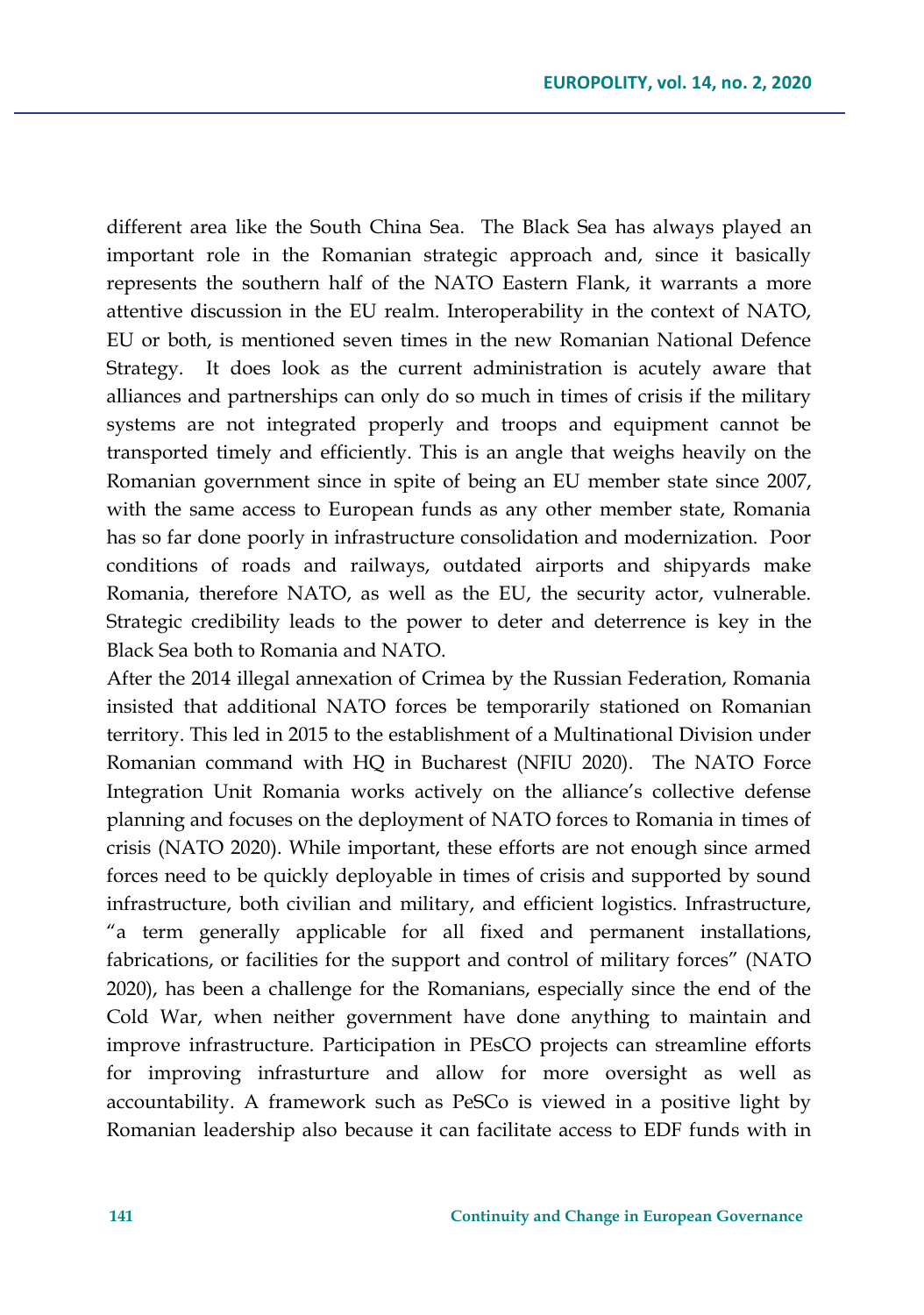different area like the South China Sea. The Black Sea has always played an important role in the Romanian strategic approach and, since it basically represents the southern half of the NATO Eastern Flank, it warrants a more attentive discussion in the EU realm. Interoperability in the context of NATO, EU or both, is mentioned seven times in the new Romanian National Defence Strategy. It does look as the current administration is acutely aware that alliances and partnerships can only do so much in times of crisis if the military systems are not integrated properly and troops and equipment cannot be transported timely and efficiently. This is an angle that weighs heavily on the Romanian government since in spite of being an EU member state since 2007, with the same access to European funds as any other member state, Romania has so far done poorly in infrastructure consolidation and modernization. Poor conditions of roads and railways, outdated airports and shipyards make Romania, therefore NATO, as well as the EU, the security actor, vulnerable. Strategic credibility leads to the power to deter and deterrence is key in the Black Sea both to Romania and NATO.

After the 2014 illegal annexation of Crimea by the Russian Federation, Romania insisted that additional NATO forces be temporarily stationed on Romanian territory. This led in 2015 to the establishment of a Multinational Division under Romanian command with HQ in Bucharest (NFIU 2020). The NATO Force Integration Unit Romania works actively on the alliance's collective defense planning and focuses on the deployment of NATO forces to Romania in times of crisis (NATO 2020). While important, these efforts are not enough since armed forces need to be quickly deployable in times of crisis and supported by sound infrastructure, both civilian and military, and efficient logistics. Infrastructure, "a term generally applicable for all fixed and permanent installations, fabrications, or facilities for the support and control of military forces" (NATO 2020), has been a challenge for the Romanians, especially since the end of the Cold War, when neither government have done anything to maintain and improve infrastructure. Participation in PEsCO projects can streamline efforts for improving infrasturture and allow for more oversight as well as accountability. A framework such as PeSCo is viewed in a positive light by Romanian leadership also because it can facilitate access to EDF funds with in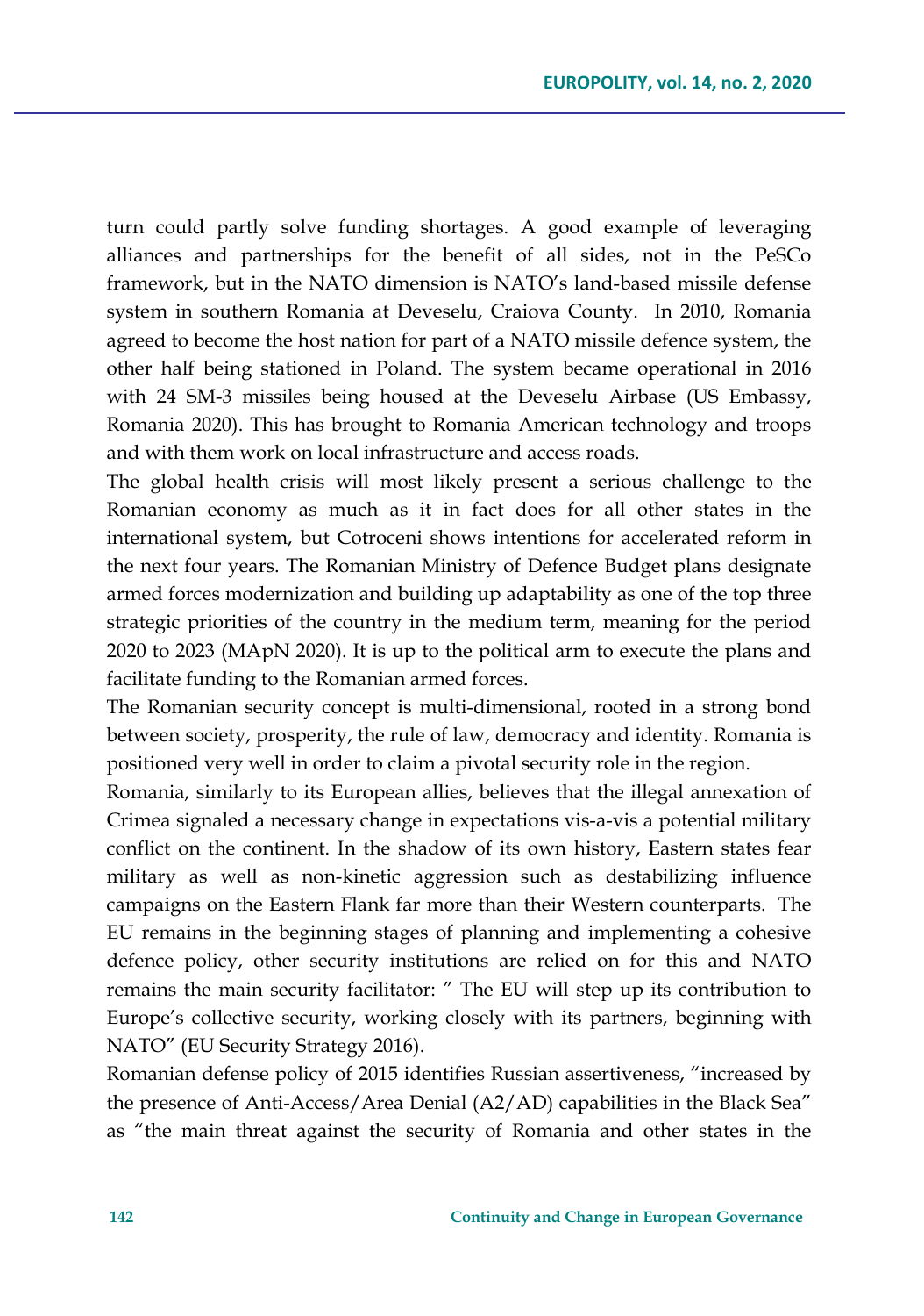turn could partly solve funding shortages. A good example of leveraging alliances and partnerships for the benefit of all sides, not in the PeSCo framework, but in the NATO dimension is NATO's land-based missile defense system in southern Romania at Deveselu, Craiova County. In 2010, Romania agreed to become the host nation for part of a NATO missile defence system, the other half being stationed in Poland. The system became operational in 2016 with 24 SM-3 missiles being housed at the Deveselu Airbase (US Embassy, Romania 2020). This has brought to Romania American technology and troops and with them work on local infrastructure and access roads.

The global health crisis will most likely present a serious challenge to the Romanian economy as much as it in fact does for all other states in the international system, but Cotroceni shows intentions for accelerated reform in the next four years. The Romanian Ministry of Defence Budget plans designate armed forces modernization and building up adaptability as one of the top three strategic priorities of the country in the medium term, meaning for the period 2020 to 2023 (MApN 2020). It is up to the political arm to execute the plans and facilitate funding to the Romanian armed forces.

The Romanian security concept is multi-dimensional, rooted in a strong bond between society, prosperity, the rule of law, democracy and identity. Romania is positioned very well in order to claim a pivotal security role in the region.

Romania, similarly to its European allies, believes that the illegal annexation of Crimea signaled a necessary change in expectations vis-a-vis a potential military conflict on the continent. In the shadow of its own history, Eastern states fear military as well as non-kinetic aggression such as destabilizing influence campaigns on the Eastern Flank far more than their Western counterparts. The EU remains in the beginning stages of planning and implementing a cohesive defence policy, other security institutions are relied on for this and NATO remains the main security facilitator: " The EU will step up its contribution to Europe's collective security, working closely with its partners, beginning with NATO" (EU Security Strategy 2016).

Romanian defense policy of 2015 identifies Russian assertiveness, "increased by the presence of Anti-Access/Area Denial (A2/AD) capabilities in the Black Sea" as "the main threat against the security of Romania and other states in the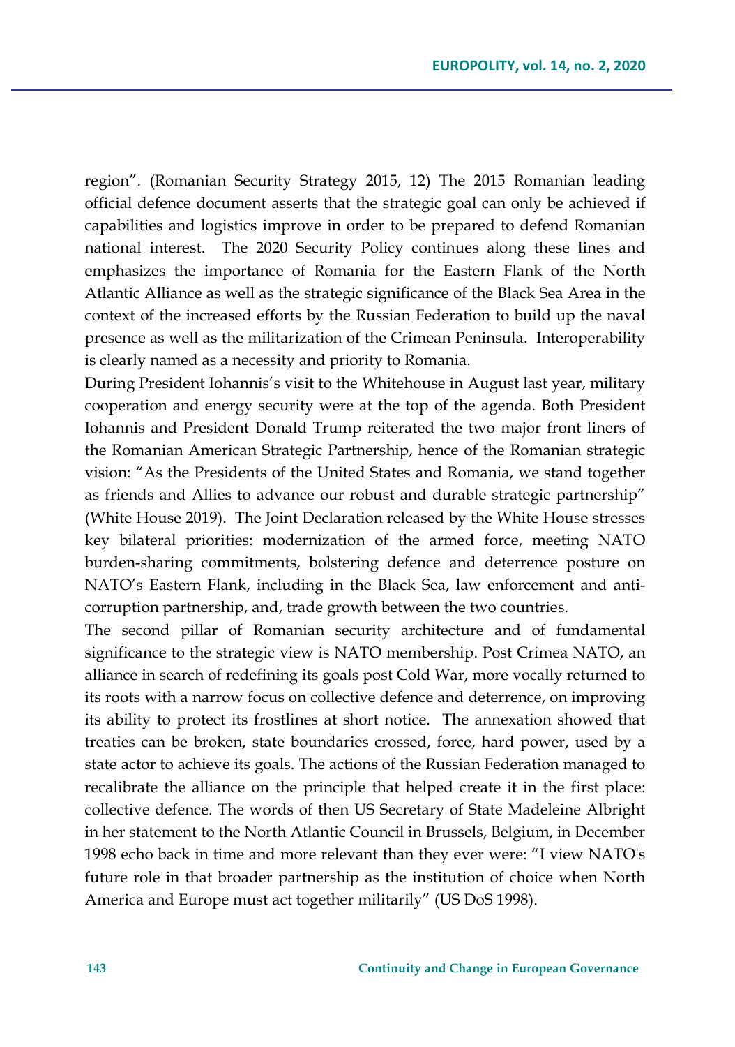region". (Romanian Security Strategy 2015, 12) The 2015 Romanian leading official defence document asserts that the strategic goal can only be achieved if capabilities and logistics improve in order to be prepared to defend Romanian national interest. The 2020 Security Policy continues along these lines and emphasizes the importance of Romania for the Eastern Flank of the North Atlantic Alliance as well as the strategic significance of the Black Sea Area in the context of the increased efforts by the Russian Federation to build up the naval presence as well as the militarization of the Crimean Peninsula. Interoperability is clearly named as a necessity and priority to Romania.

During President Iohannis's visit to the Whitehouse in August last year, military cooperation and energy security were at the top of the agenda. Both President Iohannis and President Donald Trump reiterated the two major front liners of the Romanian American Strategic Partnership, hence of the Romanian strategic vision: "As the Presidents of the United States and Romania, we stand together as friends and Allies to advance our robust and durable strategic partnership" (White House 2019). The Joint Declaration released by the White House stresses key bilateral priorities: modernization of the armed force, meeting NATO burden-sharing commitments, bolstering defence and deterrence posture on NATO's Eastern Flank, including in the Black Sea, law enforcement and anti-corruption partnership, and, trade growth between the two countries.

The second pillar of Romanian security architecture and of fundamental significance to the strategic view is NATO membership. Post Crimea NATO, an alliance in search of redefining its goals post Cold War, more vocally returned to its roots with a narrow focus on collective defence and deterrence, on improving its ability to protect its frostlines at short notice. The annexation showed that treaties can be broken, state boundaries crossed, force, hard power, used by a state actor to achieve its goals. The actions of the Russian Federation managed to recalibrate the alliance on the principle that helped create it in the first place: collective defence. The words of then US Secretary of State Madeleine Albright in her statement to the North Atlantic Council in Brussels, Belgium, in December 1998 echo back in time and more relevant than they ever were: "I view NATO's future role in that broader partnership as the institution of choice when North America and Europe must act together militarily" (US DoS 1998).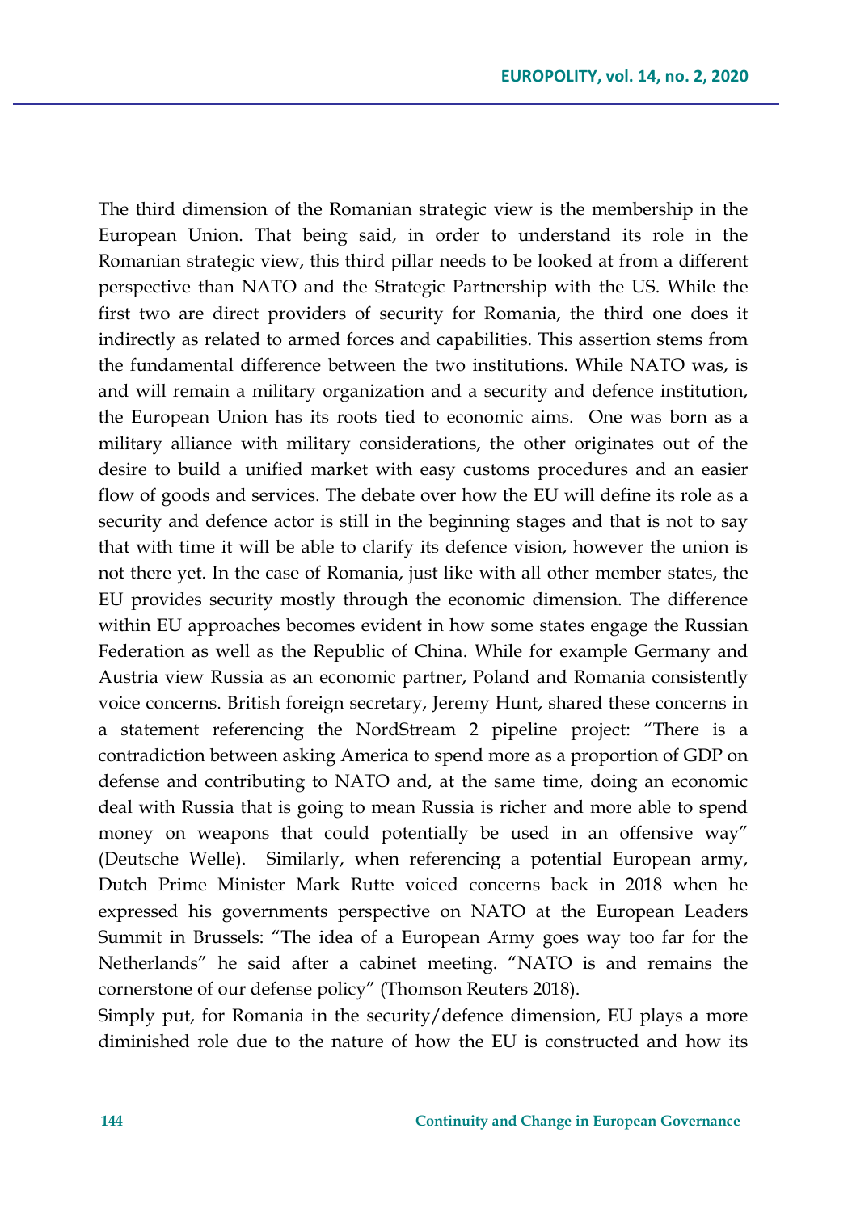The third dimension of the Romanian strategic view is the membership in the European Union. That being said, in order to understand its role in the Romanian strategic view, this third pillar needs to be looked at from a different perspective than NATO and the Strategic Partnership with the US. While the first two are direct providers of security for Romania, the third one does it indirectly as related to armed forces and capabilities. This assertion stems from the fundamental difference between the two institutions. While NATO was, is and will remain a military organization and a security and defence institution, the European Union has its roots tied to economic aims. One was born as a military alliance with military considerations, the other originates out of the desire to build a unified market with easy customs procedures and an easier flow of goods and services. The debate over how the EU will define its role as a security and defence actor is still in the beginning stages and that is not to say that with time it will be able to clarify its defence vision, however the union is not there yet. In the case of Romania, just like with all other member states, the EU provides security mostly through the economic dimension. The difference within EU approaches becomes evident in how some states engage the Russian Federation as well as the Republic of China. While for example Germany and Austria view Russia as an economic partner, Poland and Romania consistently voice concerns. British foreign secretary, Jeremy Hunt, shared these concerns in a statement referencing the NordStream 2 pipeline project: "There is a contradiction between asking America to spend more as a proportion of GDP on defense and contributing to NATO and, at the same time, doing an economic deal with Russia that is going to mean Russia is richer and more able to spend money on weapons that could potentially be used in an offensive way" (Deutsche Welle). Similarly, when referencing a potential European army, Dutch Prime Minister Mark Rutte voiced concerns back in 2018 when he expressed his governments perspective on NATO at the European Leaders Summit in Brussels: "The idea of a European Army goes way too far for the Netherlands" he said after a cabinet meeting. "NATO is and remains the cornerstone of our defense policy" (Thomson Reuters 2018).

Simply put, for Romania in the security/defence dimension, EU plays a more diminished role due to the nature of how the EU is constructed and how its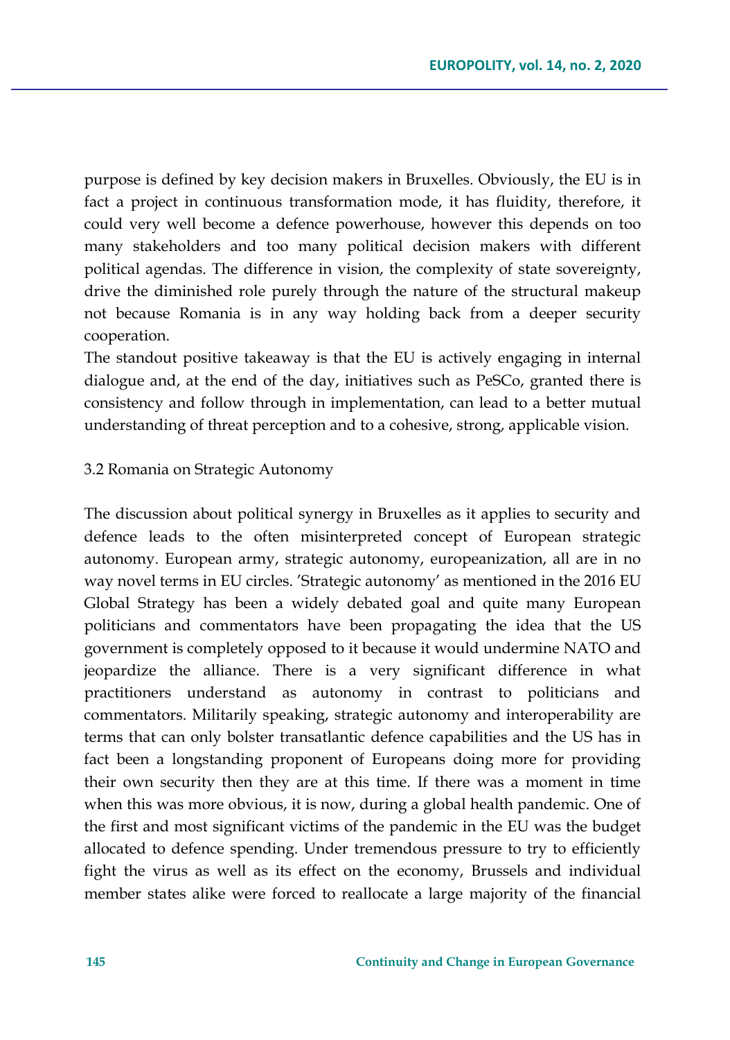purpose is defined by key decision makers in Bruxelles. Obviously, the EU is in fact a project in continuous transformation mode, it has fluidity, therefore, it could very well become a defence powerhouse, however this depends on too many stakeholders and too many political decision makers with different political agendas. The difference in vision, the complexity of state sovereignty, drive the diminished role purely through the nature of the structural makeup not because Romania is in any way holding back from a deeper security cooperation.

The standout positive takeaway is that the EU is actively engaging in internal dialogue and, at the end of the day, initiatives such as PeSCo, granted there is consistency and follow through in implementation, can lead to a better mutual understanding of threat perception and to a cohesive, strong, applicable vision.

### 3.2 Romania on Strategic Autonomy

The discussion about political synergy in Bruxelles as it applies to security and defence leads to the often misinterpreted concept of European strategic autonomy. European army, strategic autonomy, europeanization, all are in no way novel terms in EU circles. 'Strategic autonomy' as mentioned in the 2016 EU Global Strategy has been a widely debated goal and quite many European politicians and commentators have been propagating the idea that the US government is completely opposed to it because it would undermine NATO and jeopardize the alliance. There is a very significant difference in what practitioners understand as autonomy in contrast to politicians and commentators. Militarily speaking, strategic autonomy and interoperability are terms that can only bolster transatlantic defence capabilities and the US has in fact been a longstanding proponent of Europeans doing more for providing their own security then they are at this time. If there was a moment in time when this was more obvious, it is now, during a global health pandemic. One of the first and most significant victims of the pandemic in the EU was the budget allocated to defence spending. Under tremendous pressure to try to efficiently fight the virus as well as its effect on the economy, Brussels and individual member states alike were forced to reallocate a large majority of the financial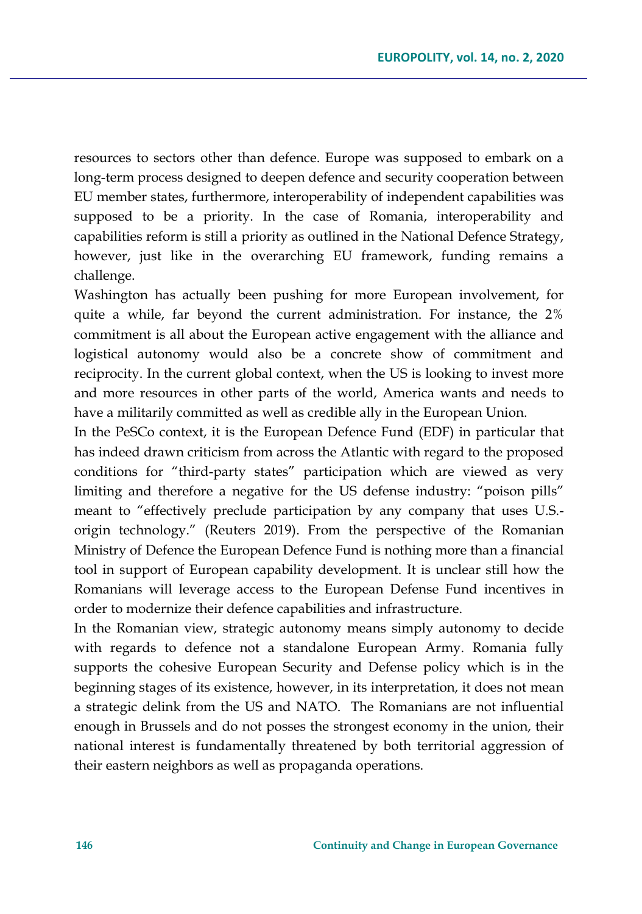resources to sectors other than defence. Europe was supposed to embark on a long-term process designed to deepen defence and security cooperation between EU member states, furthermore, interoperability of independent capabilities was supposed to be a priority. In the case of Romania, interoperability and capabilities reform is still a priority as outlined in the National Defence Strategy, however, just like in the overarching EU framework, funding remains a challenge.

Washington has actually been pushing for more European involvement, for quite a while, far beyond the current administration. For instance, the 2% commitment is all about the European active engagement with the alliance and logistical autonomy would also be a concrete show of commitment and reciprocity. In the current global context, when the US is looking to invest more and more resources in other parts of the world, America wants and needs to have a militarily committed as well as credible ally in the European Union.

In the PeSCo context, it is the European Defence Fund (EDF) in particular that has indeed drawn criticism from across the Atlantic with regard to the proposed conditions for "third-party states" participation which are viewed as very limiting and therefore a negative for the US defense industry: "poison pills" meant to "effectively preclude participation by any company that uses U.S.-origin technology." (Reuters 2019). From the perspective of the Romanian Ministry of Defence the European Defence Fund is nothing more than a financial tool in support of European capability development. It is unclear still how the Romanians will leverage access to the European Defense Fund incentives in order to modernize their defence capabilities and infrastructure.

In the Romanian view, strategic autonomy means simply autonomy to decide with regards to defence not a standalone European Army. Romania fully supports the cohesive European Security and Defense policy which is in the beginning stages of its existence, however, in its interpretation, it does not mean a strategic delink from the US and NATO. The Romanians are not influential enough in Brussels and do not posses the strongest economy in the union, their national interest is fundamentally threatened by both territorial aggression of their eastern neighbors as well as propaganda operations.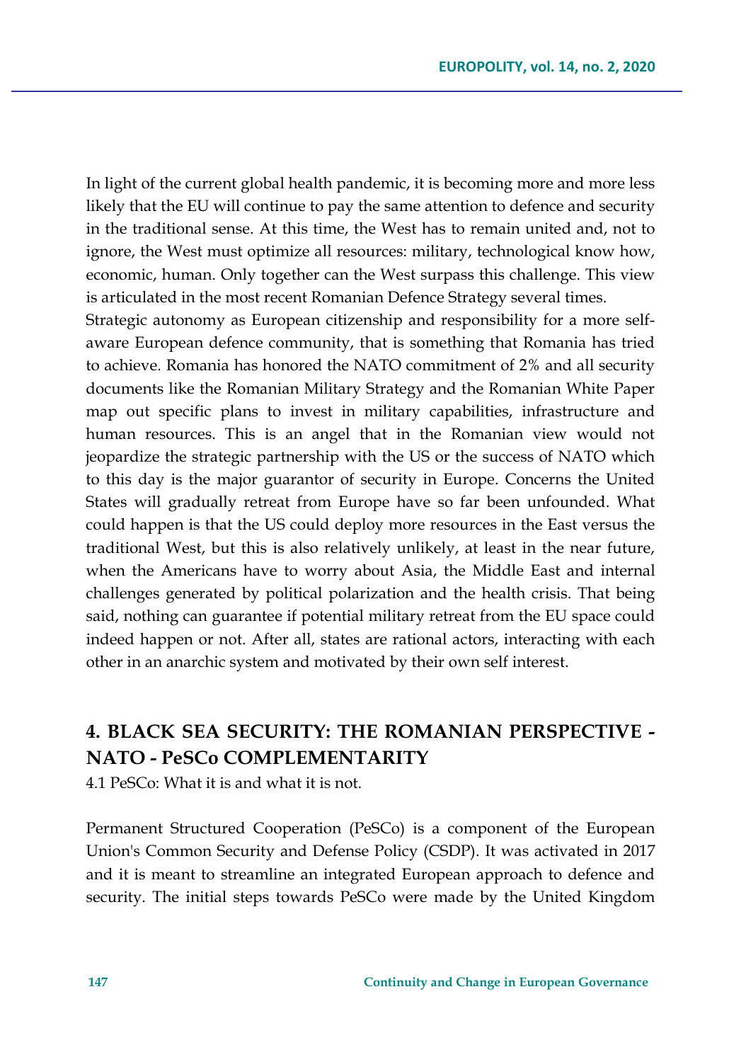In light of the current global health pandemic, it is becoming more and more less likely that the EU will continue to pay the same attention to defence and security in the traditional sense. At this time, the West has to remain united and, not to ignore, the West must optimize all resources: military, technological know how, economic, human. Only together can the West surpass this challenge. This view is articulated in the most recent Romanian Defence Strategy several times.

Strategic autonomy as European citizenship and responsibility for a more self-aware European defence community, that is something that Romania has tried to achieve. Romania has honored the NATO commitment of 2% and all security documents like the Romanian Military Strategy and the Romanian White Paper map out specific plans to invest in military capabilities, infrastructure and human resources. This is an angel that in the Romanian view would not jeopardize the strategic partnership with the US or the success of NATO which to this day is the major guarantor of security in Europe. Concerns the United States will gradually retreat from Europe have so far been unfounded. What could happen is that the US could deploy more resources in the East versus the traditional West, but this is also relatively unlikely, at least in the near future, when the Americans have to worry about Asia, the Middle East and internal challenges generated by political polarization and the health crisis. That being said, nothing can guarantee if potential military retreat from the EU space could indeed happen or not. After all, states are rational actors, interacting with each other in an anarchic system and motivated by their own self interest.

## 4. BLACK SEA SECURITY: THE ROMANIAN PERSPECTIVE - NATO - PeSCo COMPLEMENTARITY

4.1 PeSCo: What it is and what it is not.

Permanent Structured Cooperation (PeSCo) is a component of the European Union's Common Security and Defense Policy (CSDP). It was activated in 2017 and it is meant to streamline an integrated European approach to defence and security. The initial steps towards PeSCo were made by the United Kingdom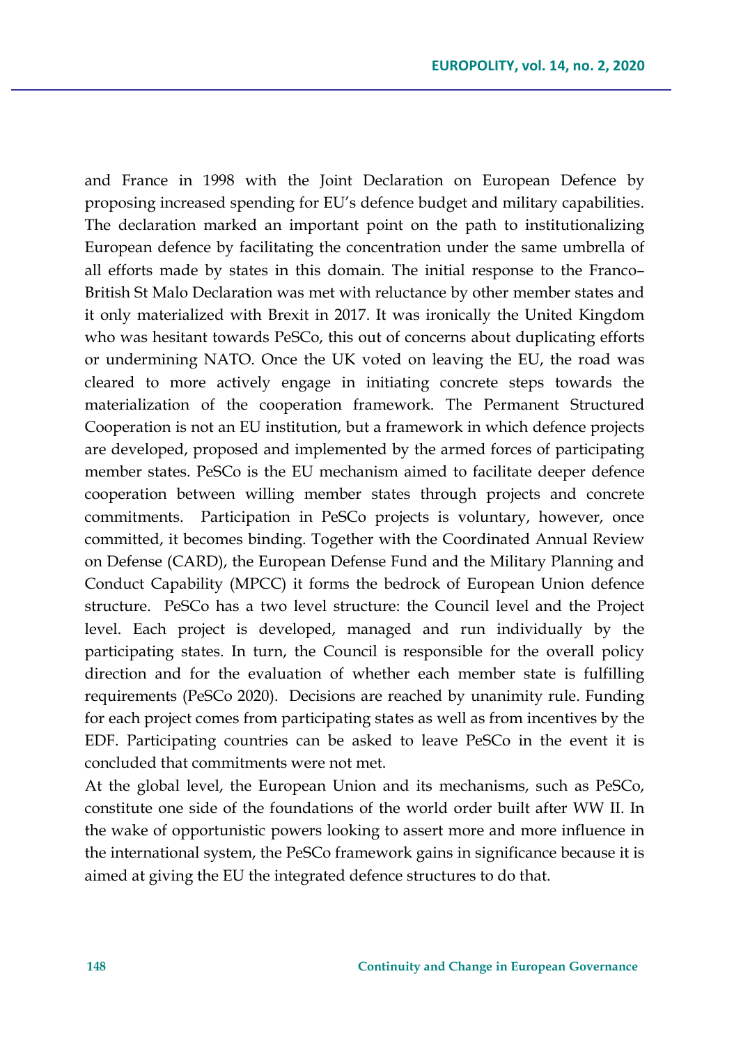and France in 1998 with the Joint Declaration on European Defence by proposing increased spending for EU's defence budget and military capabilities. The declaration marked an important point on the path to institutionalizing European defence by facilitating the concentration under the same umbrella of all efforts made by states in this domain. The initial response to the Franco–British St Malo Declaration was met with reluctance by other member states and it only materialized with Brexit in 2017. It was ironically the United Kingdom who was hesitant towards PeSCo, this out of concerns about duplicating efforts or undermining NATO. Once the UK voted on leaving the EU, the road was cleared to more actively engage in initiating concrete steps towards the materialization of the cooperation framework. The Permanent Structured Cooperation is not an EU institution, but a framework in which defence projects are developed, proposed and implemented by the armed forces of participating member states. PeSCo is the EU mechanism aimed to facilitate deeper defence cooperation between willing member states through projects and concrete commitments. Participation in PeSCo projects is voluntary, however, once committed, it becomes binding. Together with the Coordinated Annual Review on Defense (CARD), the European Defense Fund and the Military Planning and Conduct Capability (MPCC) it forms the bedrock of European Union defence structure. PeSCo has a two level structure: the Council level and the Project level. Each project is developed, managed and run individually by the participating states. In turn, the Council is responsible for the overall policy direction and for the evaluation of whether each member state is fulfilling requirements (PeSCo 2020). Decisions are reached by unanimity rule. Funding for each project comes from participating states as well as from incentives by the EDF. Participating countries can be asked to leave PeSCo in the event it is concluded that commitments were not met.

At the global level, the European Union and its mechanisms, such as PeSCo, constitute one side of the foundations of the world order built after WW II. In the wake of opportunistic powers looking to assert more and more influence in the international system, the PeSCo framework gains in significance because it is aimed at giving the EU the integrated defence structures to do that.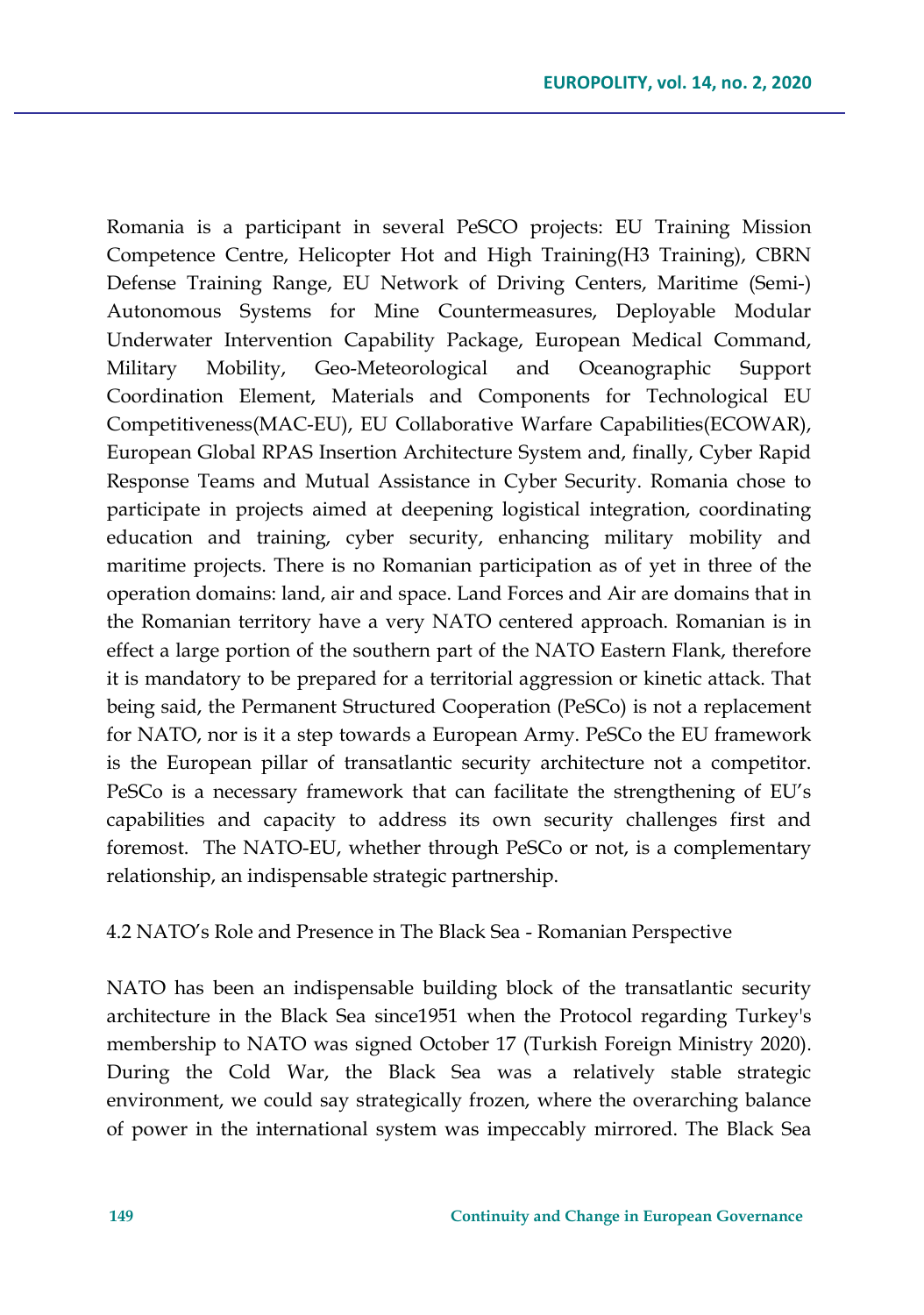Romania is a participant in several PeSCO projects: EU Training Mission Competence Centre, Helicopter Hot and High Training(H3 Training), CBRN Defense Training Range, EU Network of Driving Centers, Maritime (Semi-) Autonomous Systems for Mine Countermeasures, Deployable Modular Underwater Intervention Capability Package, European Medical Command, Military Mobility, Geo-Meteorological and Oceanographic Support Coordination Element, Materials and Components for Technological EU Competitiveness(MAC-EU), EU Collaborative Warfare Capabilities(ECOWAR), European Global RPAS Insertion Architecture System and, finally, Cyber Rapid Response Teams and Mutual Assistance in Cyber Security. Romania chose to participate in projects aimed at deepening logistical integration, coordinating education and training, cyber security, enhancing military mobility and maritime projects. There is no Romanian participation as of yet in three of the operation domains: land, air and space. Land Forces and Air are domains that in the Romanian territory have a very NATO centered approach. Romanian is in effect a large portion of the southern part of the NATO Eastern Flank, therefore it is mandatory to be prepared for a territorial aggression or kinetic attack. That being said, the Permanent Structured Cooperation (PeSCo) is not a replacement for NATO, nor is it a step towards a European Army. PeSCo the EU framework is the European pillar of transatlantic security architecture not a competitor. PeSCo is a necessary framework that can facilitate the strengthening of EU's capabilities and capacity to address its own security challenges first and foremost. The NATO-EU, whether through PeSCo or not, is a complementary relationship, an indispensable strategic partnership.

### 4.2 NATO's Role and Presence in The Black Sea - Romanian Perspective

NATO has been an indispensable building block of the transatlantic security architecture in the Black Sea since1951 when the Protocol regarding Turkey's membership to NATO was signed October 17 (Turkish Foreign Ministry 2020). During the Cold War, the Black Sea was a relatively stable strategic environment, we could say strategically frozen, where the overarching balance of power in the international system was impeccably mirrored. The Black Sea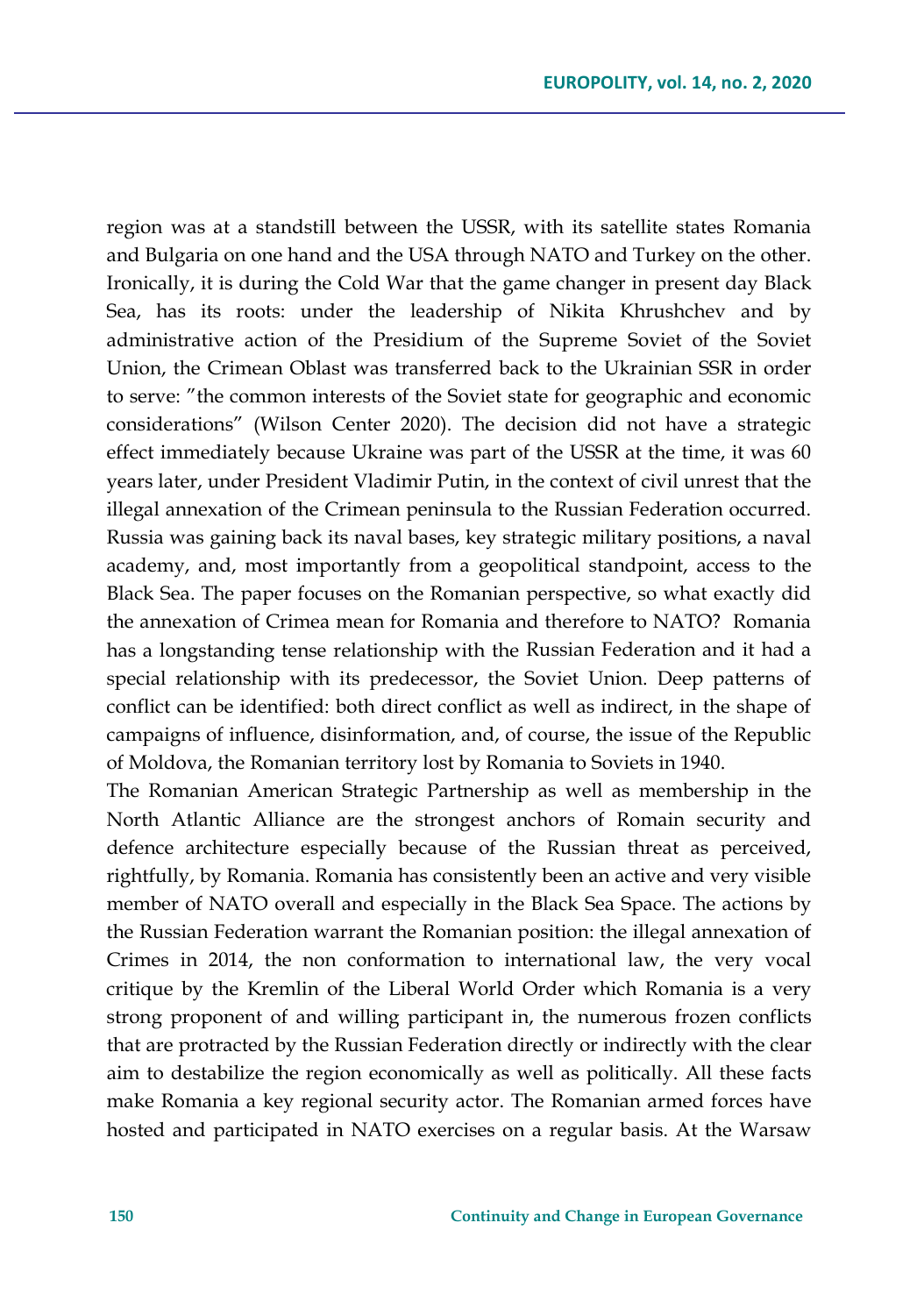region was at a standstill between the USSR, with its satellite states Romania and Bulgaria on one hand and the USA through NATO and Turkey on the other. Ironically, it is during the Cold War that the game changer in present day Black Sea, has its roots: under the leadership of Nikita Khrushchev and by administrative action of the Presidium of the Supreme Soviet of the Soviet Union, the Crimean Oblast was transferred back to the Ukrainian SSR in order to serve: ″the common interests of the Soviet state for geographic and economic considerations″ (Wilson Center 2020). The decision did not have a strategic effect immediately because Ukraine was part of the USSR at the time, it was 60 years later, under President Vladimir Putin, in the context of civil unrest that the illegal annexation of the Crimean peninsula to the Russian Federation occurred. Russia was gaining back its naval bases, key strategic military positions, a naval academy, and, most importantly from a geopolitical standpoint, access to the Black Sea. The paper focuses on the Romanian perspective, so what exactly did the annexation of Crimea mean for Romania and therefore to NATO? Romania has a longstanding tense relationship with the Russian Federation and it had a special relationship with its predecessor, the Soviet Union. Deep patterns of conflict can be identified: both direct conflict as well as indirect, in the shape of campaigns of influence, disinformation, and, of course, the issue of the Republic of Moldova, the Romanian territory lost by Romania to Soviets in 1940.

The Romanian American Strategic Partnership as well as membership in the North Atlantic Alliance are the strongest anchors of Romain security and defence architecture especially because of the Russian threat as perceived, rightfully, by Romania. Romania has consistently been an active and very visible member of NATO overall and especially in the Black Sea Space. The actions by the Russian Federation warrant the Romanian position: the illegal annexation of Crimes in 2014, the non conformation to international law, the very vocal critique by the Kremlin of the Liberal World Order which Romania is a very strong proponent of and willing participant in, the numerous frozen conflicts that are protracted by the Russian Federation directly or indirectly with the clear aim to destabilize the region economically as well as politically. All these facts make Romania a key regional security actor. The Romanian armed forces have hosted and participated in NATO exercises on a regular basis. At the Warsaw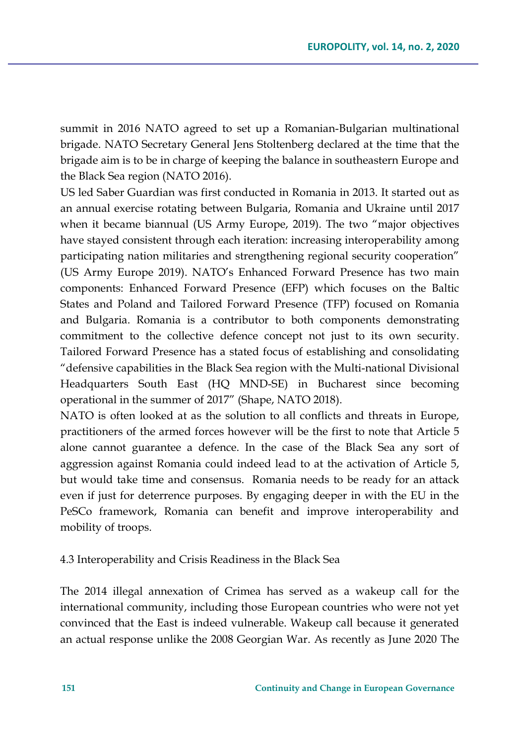summit in 2016 NATO agreed to set up a Romanian-Bulgarian multinational brigade. NATO Secretary General Jens Stoltenberg declared at the time that the brigade aim is to be in charge of keeping the balance in southeastern Europe and the Black Sea region (NATO 2016).

US led Saber Guardian was first conducted in Romania in 2013. It started out as an annual exercise rotating between Bulgaria, Romania and Ukraine until 2017 when it became biannual (US Army Europe, 2019). The two "major objectives have stayed consistent through each iteration: increasing interoperability among participating nation militaries and strengthening regional security cooperation" (US Army Europe 2019). NATO's Enhanced Forward Presence has two main components: Enhanced Forward Presence (EFP) which focuses on the Baltic States and Poland and Tailored Forward Presence (TFP) focused on Romania and Bulgaria. Romania is a contributor to both components demonstrating commitment to the collective defence concept not just to its own security. Tailored Forward Presence has a stated focus of establishing and consolidating "defensive capabilities in the Black Sea region with the Multi-national Divisional Headquarters South East (HQ MND-SE) in Bucharest since becoming operational in the summer of 2017" (Shape, NATO 2018).

NATO is often looked at as the solution to all conflicts and threats in Europe, practitioners of the armed forces however will be the first to note that Article 5 alone cannot guarantee a defence. In the case of the Black Sea any sort of aggression against Romania could indeed lead to at the activation of Article 5, but would take time and consensus. Romania needs to be ready for an attack even if just for deterrence purposes. By engaging deeper in with the EU in the PeSCo framework, Romania can benefit and improve interoperability and mobility of troops.

### 4.3 Interoperability and Crisis Readiness in the Black Sea

The 2014 illegal annexation of Crimea has served as a wakeup call for the international community, including those European countries who were not yet convinced that the East is indeed vulnerable. Wakeup call because it generated an actual response unlike the 2008 Georgian War. As recently as June 2020 The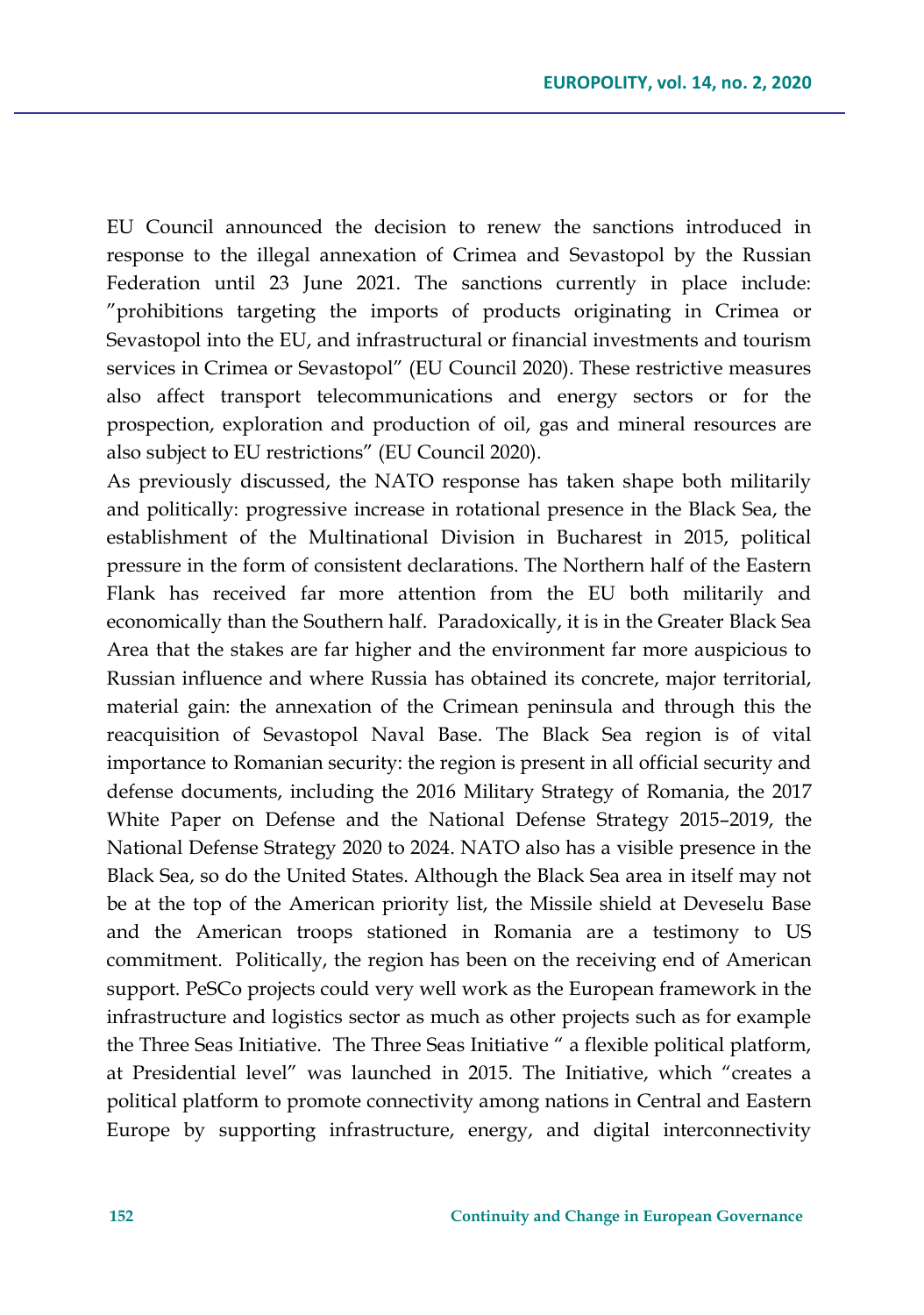EU Council announced the decision to renew the sanctions introduced in response to the illegal annexation of Crimea and Sevastopol by the Russian Federation until 23 June 2021. The sanctions currently in place include: ″prohibitions targeting the imports of products originating in Crimea or Sevastopol into the EU, and infrastructural or financial investments and tourism services in Crimea or Sevastopol″ (EU Council 2020). These restrictive measures also affect transport telecommunications and energy sectors or for the prospection, exploration and production of oil, gas and mineral resources are also subject to EU restrictions″ (EU Council 2020).

As previously discussed, the NATO response has taken shape both militarily and politically: progressive increase in rotational presence in the Black Sea, the establishment of the Multinational Division in Bucharest in 2015, political pressure in the form of consistent declarations. The Northern half of the Eastern Flank has received far more attention from the EU both militarily and economically than the Southern half. Paradoxically, it is in the Greater Black Sea Area that the stakes are far higher and the environment far more auspicious to Russian influence and where Russia has obtained its concrete, major territorial, material gain: the annexation of the Crimean peninsula and through this the reacquisition of Sevastopol Naval Base. The Black Sea region is of vital importance to Romanian security: the region is present in all official security and defense documents, including the 2016 Military Strategy of Romania, the 2017 White Paper on Defense and the National Defense Strategy 2015–2019, the National Defense Strategy 2020 to 2024. NATO also has a visible presence in the Black Sea, so do the United States. Although the Black Sea area in itself may not be at the top of the American priority list, the Missile shield at Deveselu Base and the American troops stationed in Romania are a testimony to US commitment. Politically, the region has been on the receiving end of American support. PeSCo projects could very well work as the European framework in the infrastructure and logistics sector as much as other projects such as for example the Three Seas Initiative. The Three Seas Initiative " a flexible political platform, at Presidential level" was launched in 2015. The Initiative, which "creates a political platform to promote connectivity among nations in Central and Eastern Europe by supporting infrastructure, energy, and digital interconnectivity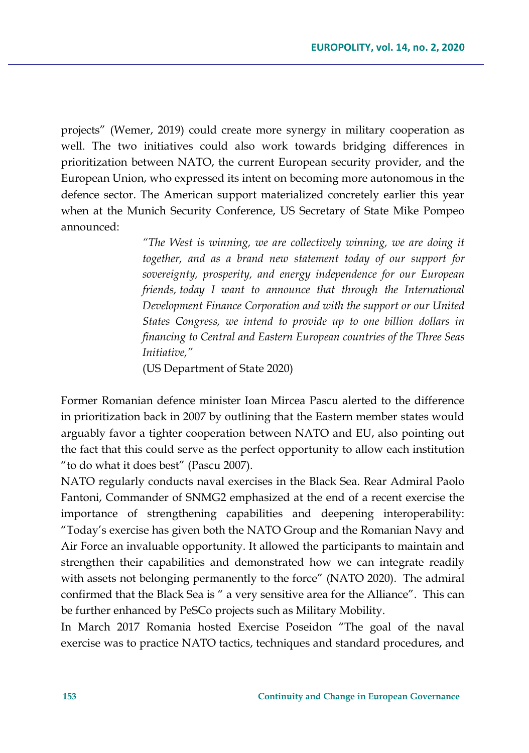projects" (Wemer, 2019) could create more synergy in military cooperation as well. The two initiatives could also work towards bridging differences in prioritization between NATO, the current European security provider, and the European Union, who expressed its intent on becoming more autonomous in the defence sector. The American support materialized concretely earlier this year when at the Munich Security Conference, US Secretary of State Mike Pompeo announced:

> *"The West is winning, we are collectively winning, we are doing it together, and as a brand new statement today of our support for sovereignty, prosperity, and energy independence for our European friends, today I want to announce that through the International Development Finance Corporation and with the support or our United States Congress, we intend to provide up to one billion dollars in financing to Central and Eastern European countries of the Three Seas Initiative,"*
>
> (US Department of State 2020)

Former Romanian defence minister Ioan Mircea Pascu alerted to the difference in prioritization back in 2007 by outlining that the Eastern member states would arguably favor a tighter cooperation between NATO and EU, also pointing out the fact that this could serve as the perfect opportunity to allow each institution "to do what it does best" (Pascu 2007).

NATO regularly conducts naval exercises in the Black Sea. Rear Admiral Paolo Fantoni, Commander of SNMG2 emphasized at the end of a recent exercise the importance of strengthening capabilities and deepening interoperability: "Today's exercise has given both the NATO Group and the Romanian Navy and Air Force an invaluable opportunity. It allowed the participants to maintain and strengthen their capabilities and demonstrated how we can integrate readily with assets not belonging permanently to the force" (NATO 2020). The admiral confirmed that the Black Sea is " a very sensitive area for the Alliance". This can be further enhanced by PeSCo projects such as Military Mobility.

In March 2017 Romania hosted Exercise Poseidon "The goal of the naval exercise was to practice NATO tactics, techniques and standard procedures, and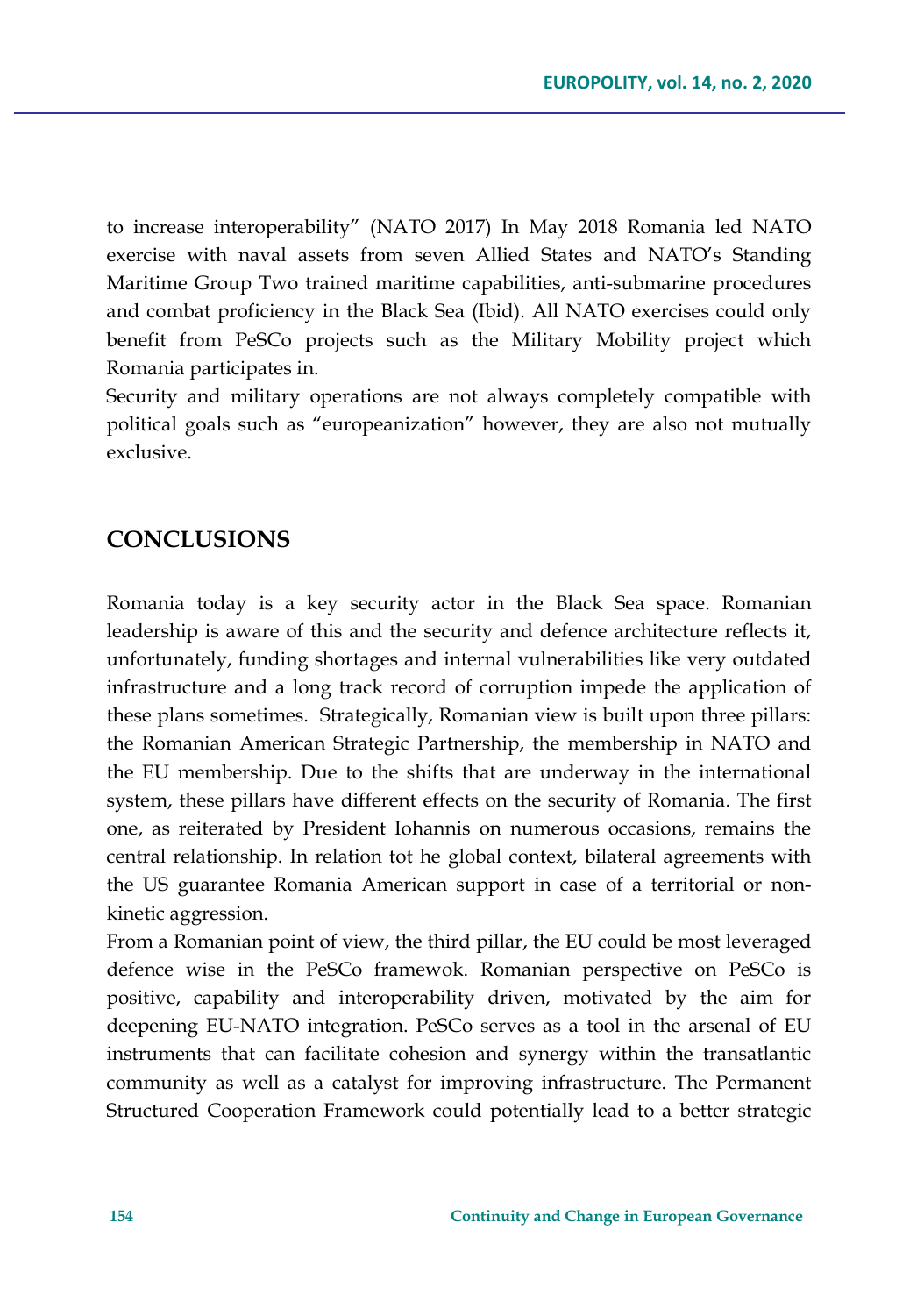to increase interoperability" (NATO 2017) In May 2018 Romania led NATO exercise with naval assets from seven Allied States and NATO's Standing Maritime Group Two trained maritime capabilities, anti-submarine procedures and combat proficiency in the Black Sea (Ibid). All NATO exercises could only benefit from PeSCo projects such as the Military Mobility project which Romania participates in.

Security and military operations are not always completely compatible with political goals such as "europeanization" however, they are also not mutually exclusive.

## CONCLUSIONS

Romania today is a key security actor in the Black Sea space. Romanian leadership is aware of this and the security and defence architecture reflects it, unfortunately, funding shortages and internal vulnerabilities like very outdated infrastructure and a long track record of corruption impede the application of these plans sometimes. Strategically, Romanian view is built upon three pillars: the Romanian American Strategic Partnership, the membership in NATO and the EU membership. Due to the shifts that are underway in the international system, these pillars have different effects on the security of Romania. The first one, as reiterated by President Iohannis on numerous occasions, remains the central relationship. In relation tot he global context, bilateral agreements with the US guarantee Romania American support in case of a territorial or non-kinetic aggression.

From a Romanian point of view, the third pillar, the EU could be most leveraged defence wise in the PeSCo framewok. Romanian perspective on PeSCo is positive, capability and interoperability driven, motivated by the aim for deepening EU-NATO integration. PeSCo serves as a tool in the arsenal of EU instruments that can facilitate cohesion and synergy within the transatlantic community as well as a catalyst for improving infrastructure. The Permanent Structured Cooperation Framework could potentially lead to a better strategic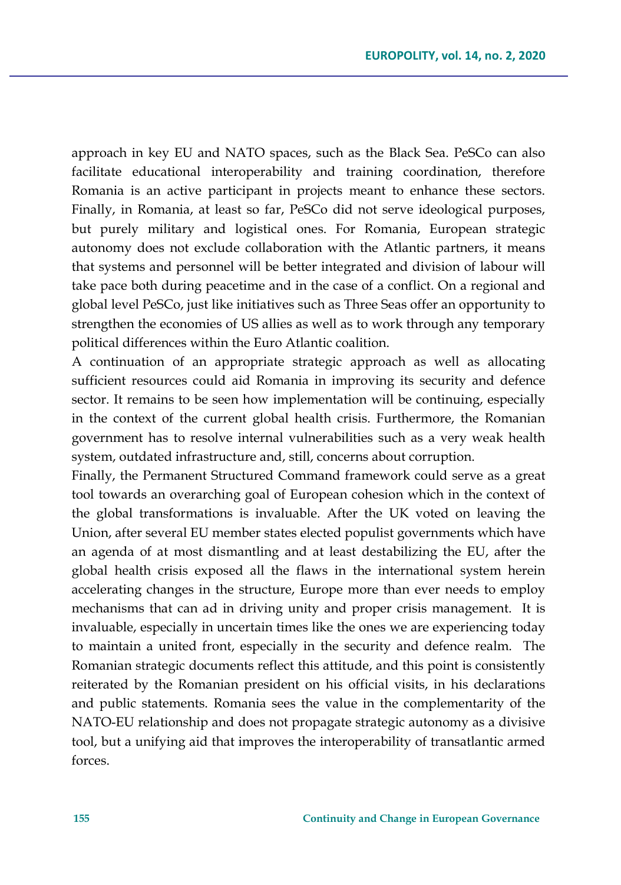approach in key EU and NATO spaces, such as the Black Sea. PeSCo can also facilitate educational interoperability and training coordination, therefore Romania is an active participant in projects meant to enhance these sectors. Finally, in Romania, at least so far, PeSCo did not serve ideological purposes, but purely military and logistical ones. For Romania, European strategic autonomy does not exclude collaboration with the Atlantic partners, it means that systems and personnel will be better integrated and division of labour will take pace both during peacetime and in the case of a conflict. On a regional and global level PeSCo, just like initiatives such as Three Seas offer an opportunity to strengthen the economies of US allies as well as to work through any temporary political differences within the Euro Atlantic coalition.

A continuation of an appropriate strategic approach as well as allocating sufficient resources could aid Romania in improving its security and defence sector. It remains to be seen how implementation will be continuing, especially in the context of the current global health crisis. Furthermore, the Romanian government has to resolve internal vulnerabilities such as a very weak health system, outdated infrastructure and, still, concerns about corruption.

Finally, the Permanent Structured Command framework could serve as a great tool towards an overarching goal of European cohesion which in the context of the global transformations is invaluable. After the UK voted on leaving the Union, after several EU member states elected populist governments which have an agenda of at most dismantling and at least destabilizing the EU, after the global health crisis exposed all the flaws in the international system herein accelerating changes in the structure, Europe more than ever needs to employ mechanisms that can ad in driving unity and proper crisis management. It is invaluable, especially in uncertain times like the ones we are experiencing today to maintain a united front, especially in the security and defence realm. The Romanian strategic documents reflect this attitude, and this point is consistently reiterated by the Romanian president on his official visits, in his declarations and public statements. Romania sees the value in the complementarity of the NATO-EU relationship and does not propagate strategic autonomy as a divisive tool, but a unifying aid that improves the interoperability of transatlantic armed forces.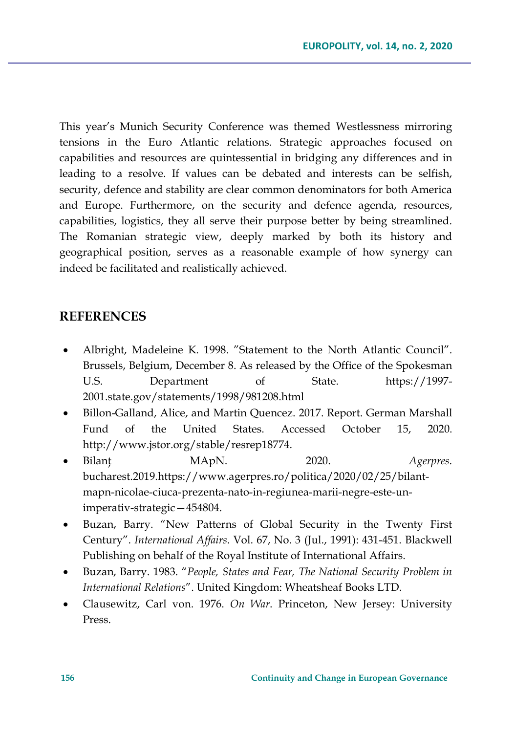This year's Munich Security Conference was themed Westlessness mirroring tensions in the Euro Atlantic relations. Strategic approaches focused on capabilities and resources are quintessential in bridging any differences and in leading to a resolve. If values can be debated and interests can be selfish, security, defence and stability are clear common denominators for both America and Europe. Furthermore, on the security and defence agenda, resources, capabilities, logistics, they all serve their purpose better by being streamlined. The Romanian strategic view, deeply marked by both its history and geographical position, serves as a reasonable example of how synergy can indeed be facilitated and realistically achieved.

## REFERENCES

- Albright, Madeleine K. 1998. "Statement to the North Atlantic Council". Brussels, Belgium, December 8. As released by the Office of the Spokesman U.S. Department of State. https://1997-2001.state.gov/statements/1998/981208.html
- Billon-Galland, Alice, and Martin Quencez. 2017. Report. German Marshall Fund of the United States. Accessed October 15, 2020. http://www.jstor.org/stable/resrep18774.
- Bilanț MApN. 2020. *Agerpres*. bucharest.2019.https://www.agerpres.ro/politica/2020/02/25/bilant-mapn-nicolae-ciuca-prezenta-nato-in-regiunea-marii-negre-este-un-imperativ-strategic—454804.
- Buzan, Barry. "New Patterns of Global Security in the Twenty First Century". *International Affairs*. Vol. 67, No. 3 (Jul., 1991): 431-451. Blackwell Publishing on behalf of the Royal Institute of International Affairs.
- Buzan, Barry. 1983. "*People, States and Fear, The National Security Problem in International Relations*". United Kingdom: Wheatsheaf Books LTD.
- Clausewitz, Carl von. 1976. *On War*. Princeton, New Jersey: University Press.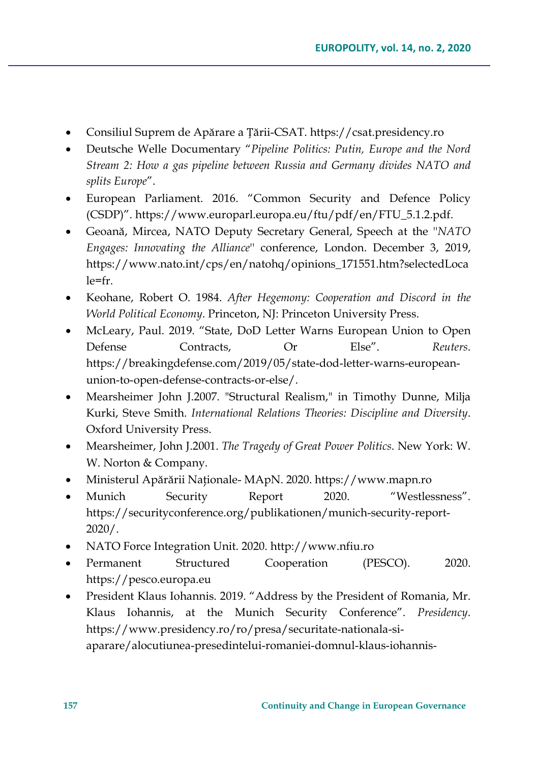- Consiliul Suprem de Apărare a Țării-CSAT. https://csat.presidency.ro
- Deutsche Welle Documentary "*Pipeline Politics: Putin, Europe and the Nord Stream 2: How a gas pipeline between Russia and Germany divides NATO and splits Europe*".
- European Parliament. 2016. "Common Security and Defence Policy (CSDP)". https://www.europarl.europa.eu/ftu/pdf/en/FTU_5.1.2.pdf.
- Geoană, Mircea, NATO Deputy Secretary General, Speech at the "*NATO Engages: Innovating the Alliance*" conference, London. December 3, 2019, https://www.nato.int/cps/en/natohq/opinions_171551.htm?selectedLocale=fr.
- Keohane, Robert O. 1984. *After Hegemony: Cooperation and Discord in the World Political Economy*. Princeton, NJ: Princeton University Press.
- McLeary, Paul. 2019. "State, DoD Letter Warns European Union to Open Defense Contracts, Or Else". *Reuters*. https://breakingdefense.com/2019/05/state-dod-letter-warns-european-union-to-open-defense-contracts-or-else/.
- Mearsheimer John J.2007. "Structural Realism," in Timothy Dunne, Milja Kurki, Steve Smith. *International Relations Theories: Discipline and Diversity*. Oxford University Press.
- Mearsheimer, John J.2001. *The Tragedy of Great Power Politics*. New York: W. W. Norton & Company.
- Ministerul Apărării Naționale- MApN. 2020. https://www.mapn.ro
- Munich Security Report 2020. "Westlessness". https://securityconference.org/publikationen/munich-security-report-2020/.
- NATO Force Integration Unit. 2020. http://www.nfiu.ro
- Permanent Structured Cooperation (PESCO). 2020. https://pesco.europa.eu
- President Klaus Iohannis. 2019. "Address by the President of Romania, Mr. Klaus Iohannis, at the Munich Security Conference". *Presidency*. https://www.presidency.ro/ro/presa/securitate-nationala-si-aparare/alocutiunea-presedintelui-romaniei-domnul-klaus-iohannis-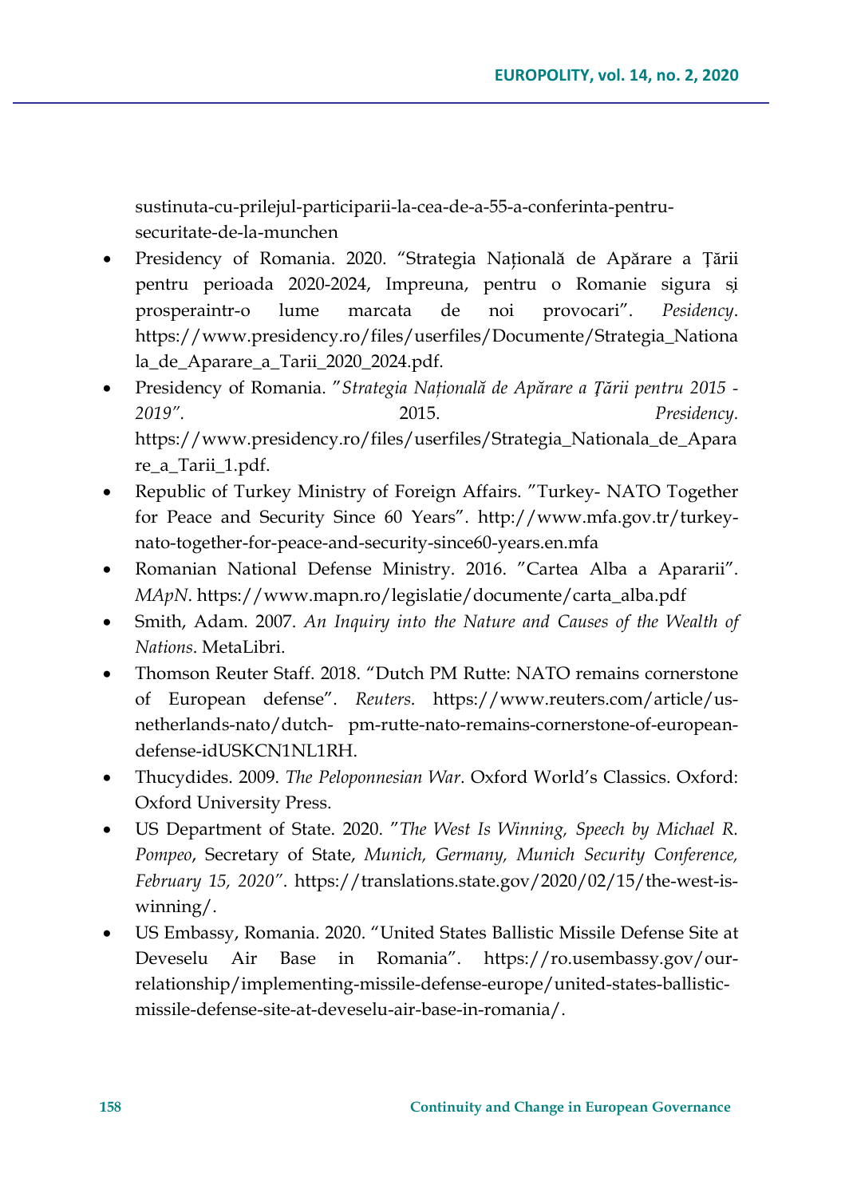sustinuta-cu-prilejul-participarii-la-cea-de-a-55-a-conferinta-pentru-securitate-de-la-munchen

- Presidency of Romania. 2020. "Strategia Națională de Apărare a Țării pentru perioada 2020-2024, Impreuna, pentru o Romanie sigura și prosperaintr-o lume marcata de noi provocari". *Pesidency*. https://www.presidency.ro/files/userfiles/Documente/Strategia_Nationala_de_Aparare_a_Tarii_2020_2024.pdf.
- Presidency of Romania. "*Strategia Națională de Apărare a Țării pentru 2015 - 2019*". 2015. *Presidency.* https://www.presidency.ro/files/userfiles/Strategia_Nationala_de_Aparare_a_Tarii_1.pdf.
- Republic of Turkey Ministry of Foreign Affairs. "Turkey- NATO Together for Peace and Security Since 60 Years". http://www.mfa.gov.tr/turkey-nato-together-for-peace-and-security-since60-years.en.mfa
- Romanian National Defense Ministry. 2016. "Cartea Alba a Apararii". *MApN*. https://www.mapn.ro/legislatie/documente/carta_alba.pdf
- Smith, Adam. 2007. *An Inquiry into the Nature and Causes of the Wealth of Nations*. MetaLibri.
- Thomson Reuter Staff. 2018. "Dutch PM Rutte: NATO remains cornerstone of European defense". *Reuters*. https://www.reuters.com/article/us-netherlands-nato/dutch- pm-rutte-nato-remains-cornerstone-of-european-defense-idUSKCN1NL1RH.
- Thucydides. 2009. *The Peloponnesian War*. Oxford World's Classics. Oxford: Oxford University Press.
- US Department of State. 2020. "*The West Is Winning, Speech by Michael R. Pompeo*, Secretary of State, *Munich, Germany, Munich Security Conference, February 15, 2020*". https://translations.state.gov/2020/02/15/the-west-is-winning/.
- US Embassy, Romania. 2020. "United States Ballistic Missile Defense Site at Deveselu Air Base in Romania". https://ro.usembassy.gov/our-relationship/implementing-missile-defense-europe/united-states-ballistic-missile-defense-site-at-deveselu-air-base-in-romania/.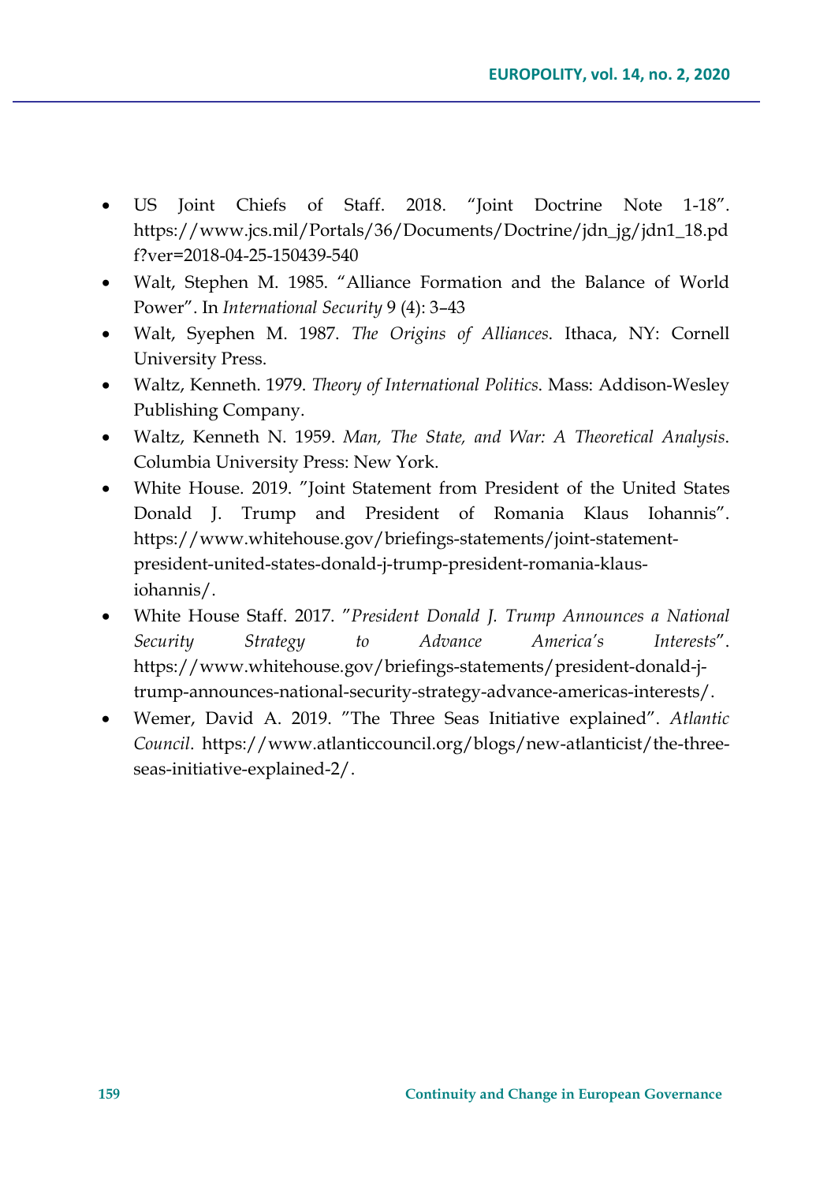- US Joint Chiefs of Staff. 2018. "Joint Doctrine Note 1-18". https://www.jcs.mil/Portals/36/Documents/Doctrine/jdn_jg/jdn1_18.pdf?ver=2018-04-25-150439-540
- Walt, Stephen M. 1985. "Alliance Formation and the Balance of World Power". In *International Security* 9 (4): 3–43
- Walt, Syephen M. 1987. *The Origins of Alliances*. Ithaca, NY: Cornell University Press.
- Waltz, Kenneth. 1979. *Theory of International Politics*. Mass: Addison-Wesley Publishing Company.
- Waltz, Kenneth N. 1959. *Man, The State, and War: A Theoretical Analysis*. Columbia University Press: New York.
- White House. 2019. "Joint Statement from President of the United States Donald J. Trump and President of Romania Klaus Iohannis". https://www.whitehouse.gov/briefings-statements/joint-statement-president-united-states-donald-j-trump-president-romania-klaus-iohannis/.
- White House Staff. 2017. "*President Donald J. Trump Announces a National Security Strategy to Advance America's Interests*". https://www.whitehouse.gov/briefings-statements/president-donald-j-trump-announces-national-security-strategy-advance-americas-interests/.
- Wemer, David A. 2019. "The Three Seas Initiative explained". *Atlantic Council*. https://www.atlanticcouncil.org/blogs/new-atlanticist/the-three-seas-initiative-explained-2/.